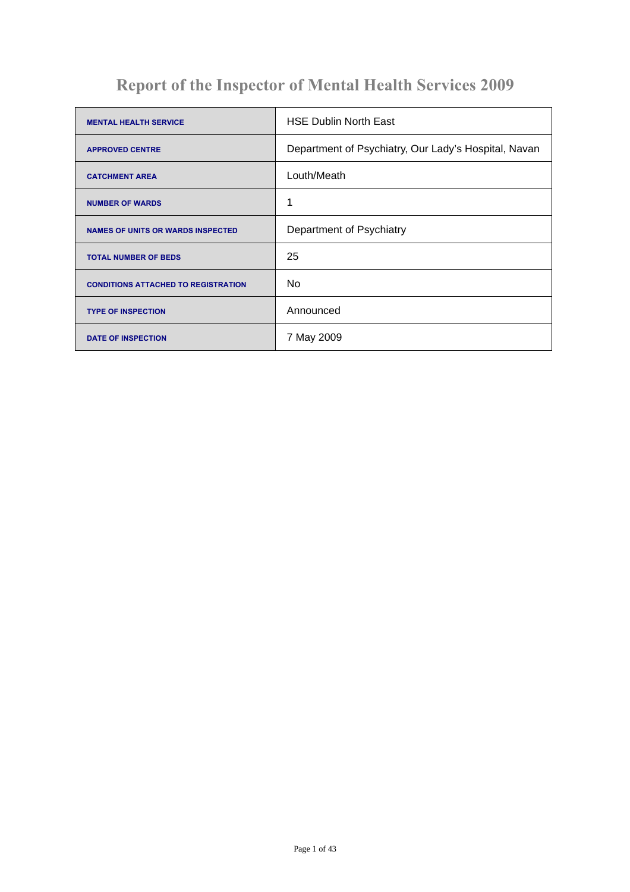# Report of the Inspector of Mental Health Services 2009

| | |
|---|---|
| MENTAL HEALTH SERVICE | HSE Dublin North East |
| APPROVED CENTRE | Department of Psychiatry, Our Lady's Hospital, Navan |
| CATCHMENT AREA | Louth/Meath |
| NUMBER OF WARDS | 1 |
| NAMES OF UNITS OR WARDS INSPECTED | Department of Psychiatry |
| TOTAL NUMBER OF BEDS | 25 |
| CONDITIONS ATTACHED TO REGISTRATION | No |
| TYPE OF INSPECTION | Announced |
| DATE OF INSPECTION | 7 May 2009 |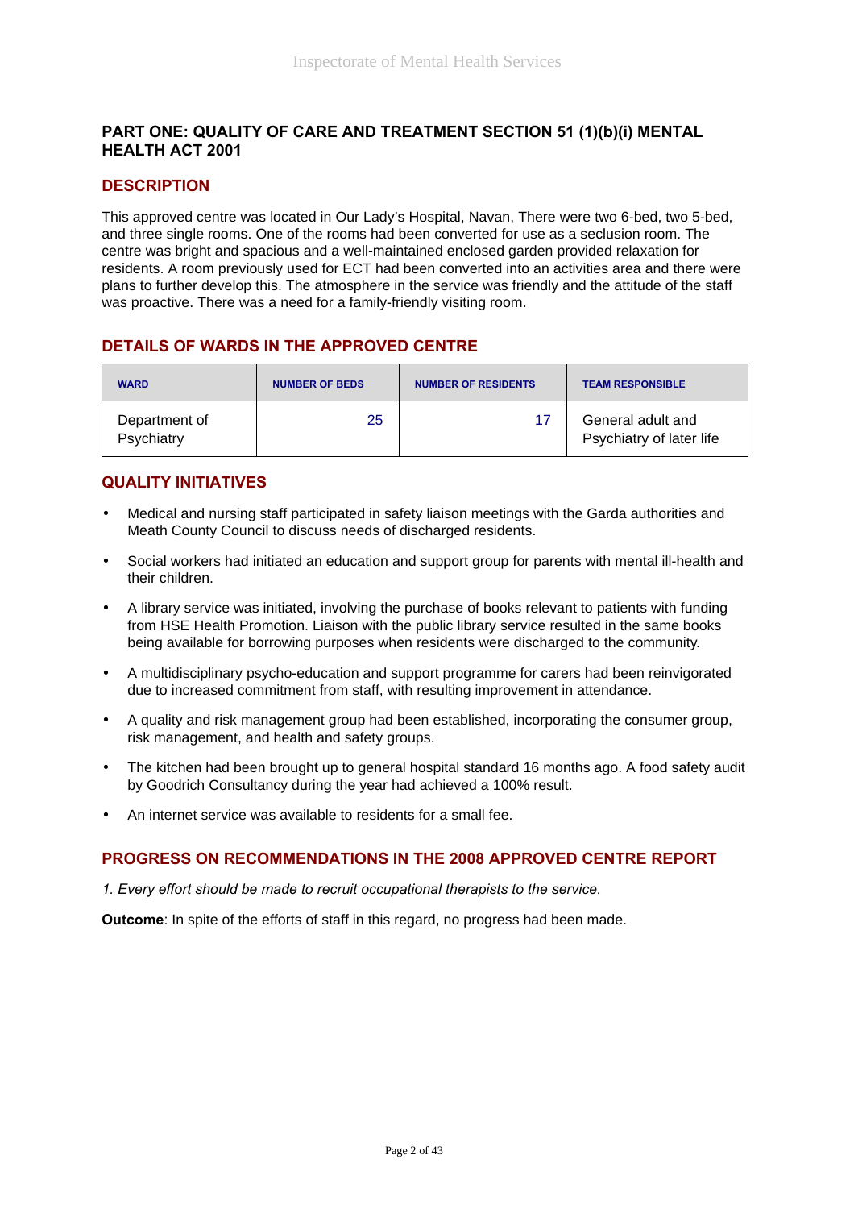## PART ONE: QUALITY OF CARE AND TREATMENT SECTION 51 (1)(b)(i) MENTAL HEALTH ACT 2001

### DESCRIPTION

This approved centre was located in Our Lady's Hospital, Navan, There were two 6-bed, two 5-bed, and three single rooms. One of the rooms had been converted for use as a seclusion room. The centre was bright and spacious and a well-maintained enclosed garden provided relaxation for residents. A room previously used for ECT had been converted into an activities area and there were plans to further develop this. The atmosphere in the service was friendly and the attitude of the staff was proactive. There was a need for a family-friendly visiting room.

### DETAILS OF WARDS IN THE APPROVED CENTRE

| WARD | NUMBER OF BEDS | NUMBER OF RESIDENTS | TEAM RESPONSIBLE |
|---|---|---|---|
| Department of Psychiatry | 25 | 17 | General adult and Psychiatry of later life |

### QUALITY INITIATIVES

- Medical and nursing staff participated in safety liaison meetings with the Garda authorities and Meath County Council to discuss needs of discharged residents.
- Social workers had initiated an education and support group for parents with mental ill-health and their children.
- A library service was initiated, involving the purchase of books relevant to patients with funding from HSE Health Promotion. Liaison with the public library service resulted in the same books being available for borrowing purposes when residents were discharged to the community.
- A multidisciplinary psycho-education and support programme for carers had been reinvigorated due to increased commitment from staff, with resulting improvement in attendance.
- A quality and risk management group had been established, incorporating the consumer group, risk management, and health and safety groups.
- The kitchen had been brought up to general hospital standard 16 months ago. A food safety audit by Goodrich Consultancy during the year had achieved a 100% result.
- An internet service was available to residents for a small fee.

### PROGRESS ON RECOMMENDATIONS IN THE 2008 APPROVED CENTRE REPORT

*1. Every effort should be made to recruit occupational therapists to the service.*

**Outcome**: In spite of the efforts of staff in this regard, no progress had been made.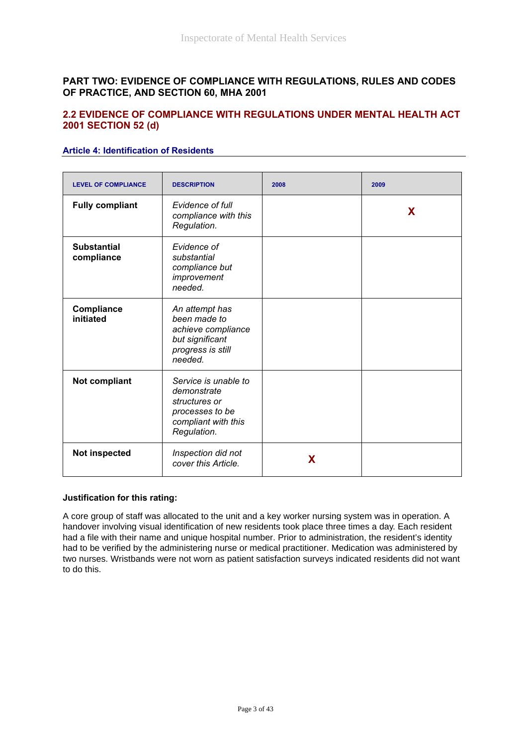## PART TWO: EVIDENCE OF COMPLIANCE WITH REGULATIONS, RULES AND CODES OF PRACTICE, AND SECTION 60, MHA 2001

## 2.2 EVIDENCE OF COMPLIANCE WITH REGULATIONS UNDER MENTAL HEALTH ACT 2001 SECTION 52 (d)

### Article 4: Identification of Residents

| LEVEL OF COMPLIANCE | DESCRIPTION | 2008 | 2009 |
|---|---|---|---|
| **Fully compliant** | *Evidence of full compliance with this Regulation.* | | X |
| **Substantial compliance** | *Evidence of substantial compliance but improvement needed.* | | |
| **Compliance initiated** | *An attempt has been made to achieve compliance but significant progress is still needed.* | | |
| **Not compliant** | *Service is unable to demonstrate structures or processes to be compliant with this Regulation.* | | |
| **Not inspected** | *Inspection did not cover this Article.* | X | |

**Justification for this rating:**

A core group of staff was allocated to the unit and a key worker nursing system was in operation. A handover involving visual identification of new residents took place three times a day. Each resident had a file with their name and unique hospital number. Prior to administration, the resident's identity had to be verified by the administering nurse or medical practitioner. Medication was administered by two nurses. Wristbands were not worn as patient satisfaction surveys indicated residents did not want to do this.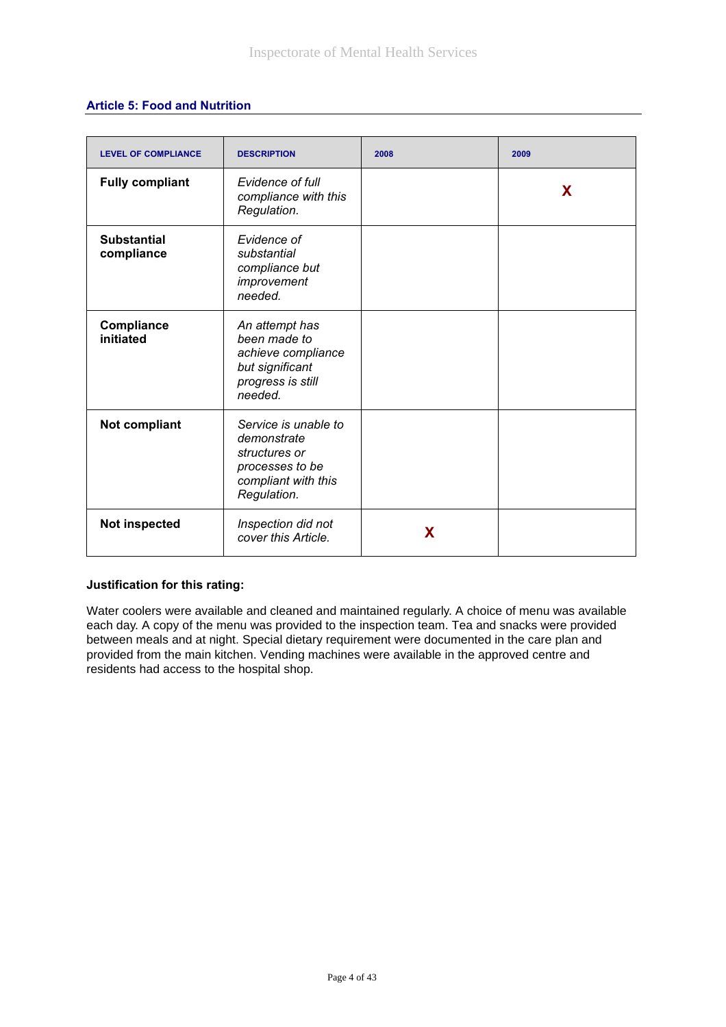## Article 5: Food and Nutrition

| LEVEL OF COMPLIANCE | DESCRIPTION | 2008 | 2009 |
|---|---|---|---|
| **Fully compliant** | *Evidence of full compliance with this Regulation.* | | X |
| **Substantial compliance** | *Evidence of substantial compliance but improvement needed.* | | |
| **Compliance initiated** | *An attempt has been made to achieve compliance but significant progress is still needed.* | | |
| **Not compliant** | *Service is unable to demonstrate structures or processes to be compliant with this Regulation.* | | |
| **Not inspected** | *Inspection did not cover this Article.* | X | |

**Justification for this rating:**

Water coolers were available and cleaned and maintained regularly. A choice of menu was available each day. A copy of the menu was provided to the inspection team. Tea and snacks were provided between meals and at night. Special dietary requirement were documented in the care plan and provided from the main kitchen. Vending machines were available in the approved centre and residents had access to the hospital shop.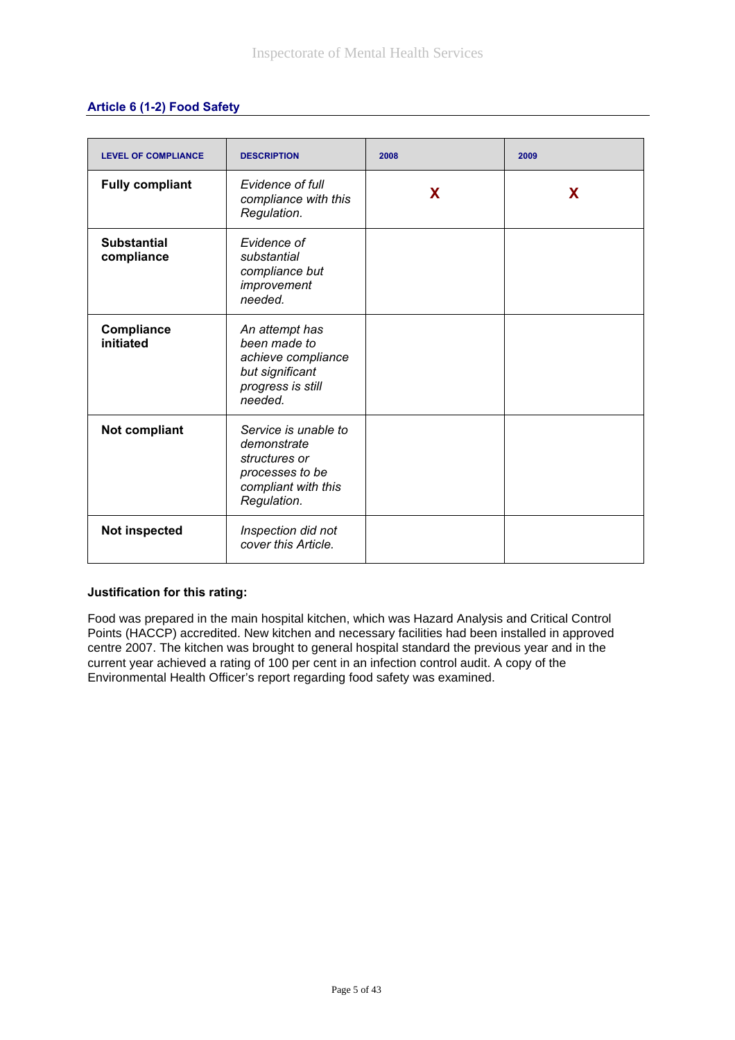## Article 6 (1-2) Food Safety

| LEVEL OF COMPLIANCE | DESCRIPTION | 2008 | 2009 |
|---|---|---|---|
| **Fully compliant** | *Evidence of full compliance with this Regulation.* | X | X |
| **Substantial compliance** | *Evidence of substantial compliance but improvement needed.* | | |
| **Compliance initiated** | *An attempt has been made to achieve compliance but significant progress is still needed.* | | |
| **Not compliant** | *Service is unable to demonstrate structures or processes to be compliant with this Regulation.* | | |
| **Not inspected** | *Inspection did not cover this Article.* | | |

**Justification for this rating:**

Food was prepared in the main hospital kitchen, which was Hazard Analysis and Critical Control Points (HACCP) accredited. New kitchen and necessary facilities had been installed in approved centre 2007. The kitchen was brought to general hospital standard the previous year and in the current year achieved a rating of 100 per cent in an infection control audit. A copy of the Environmental Health Officer's report regarding food safety was examined.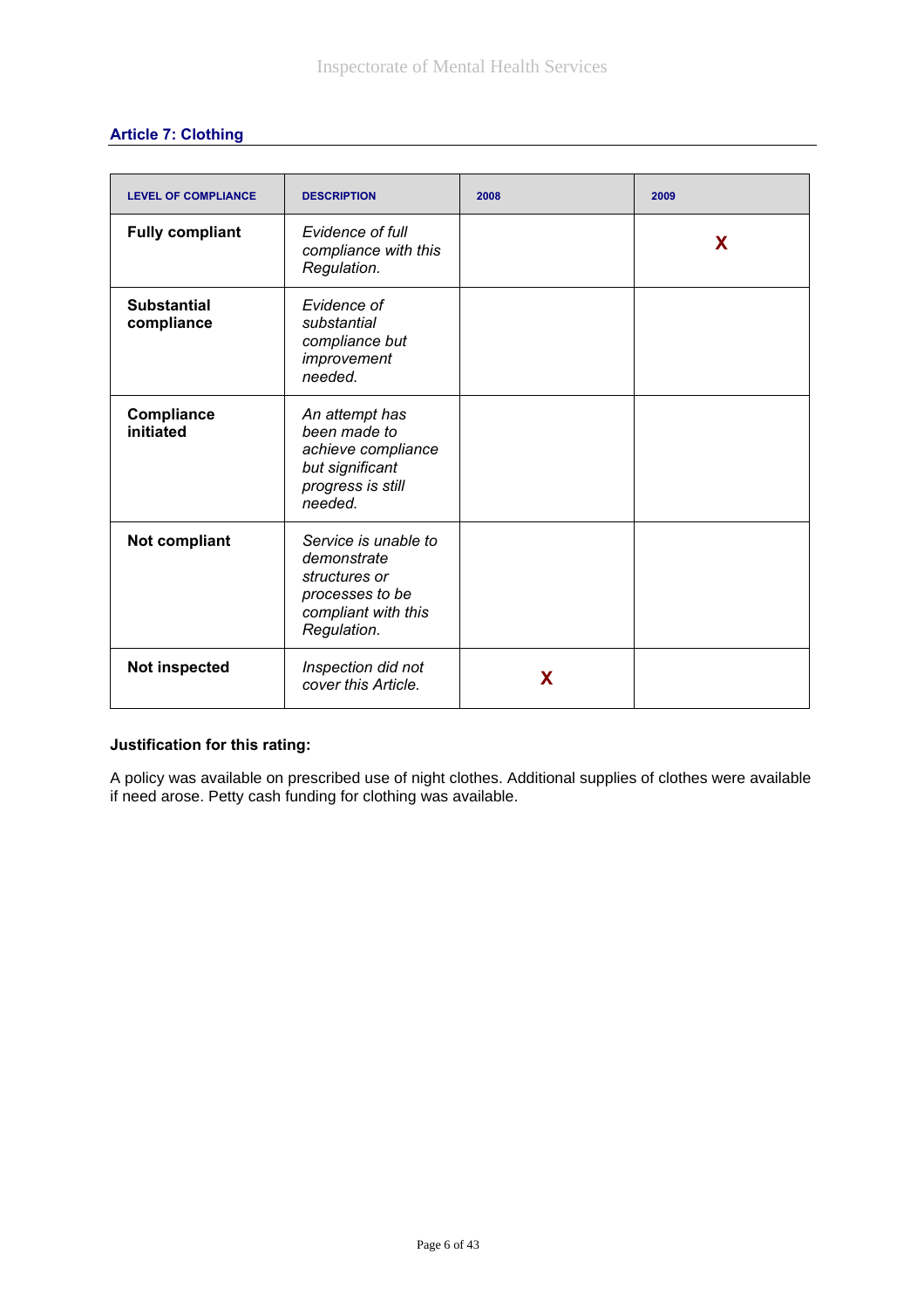## Article 7: Clothing

| LEVEL OF COMPLIANCE | DESCRIPTION | 2008 | 2009 |
|---|---|---|---|
| **Fully compliant** | *Evidence of full compliance with this Regulation.* | | X |
| **Substantial compliance** | *Evidence of substantial compliance but improvement needed.* | | |
| **Compliance initiated** | *An attempt has been made to achieve compliance but significant progress is still needed.* | | |
| **Not compliant** | *Service is unable to demonstrate structures or processes to be compliant with this Regulation.* | | |
| **Not inspected** | *Inspection did not cover this Article.* | X | |

**Justification for this rating:**

A policy was available on prescribed use of night clothes. Additional supplies of clothes were available if need arose. Petty cash funding for clothing was available.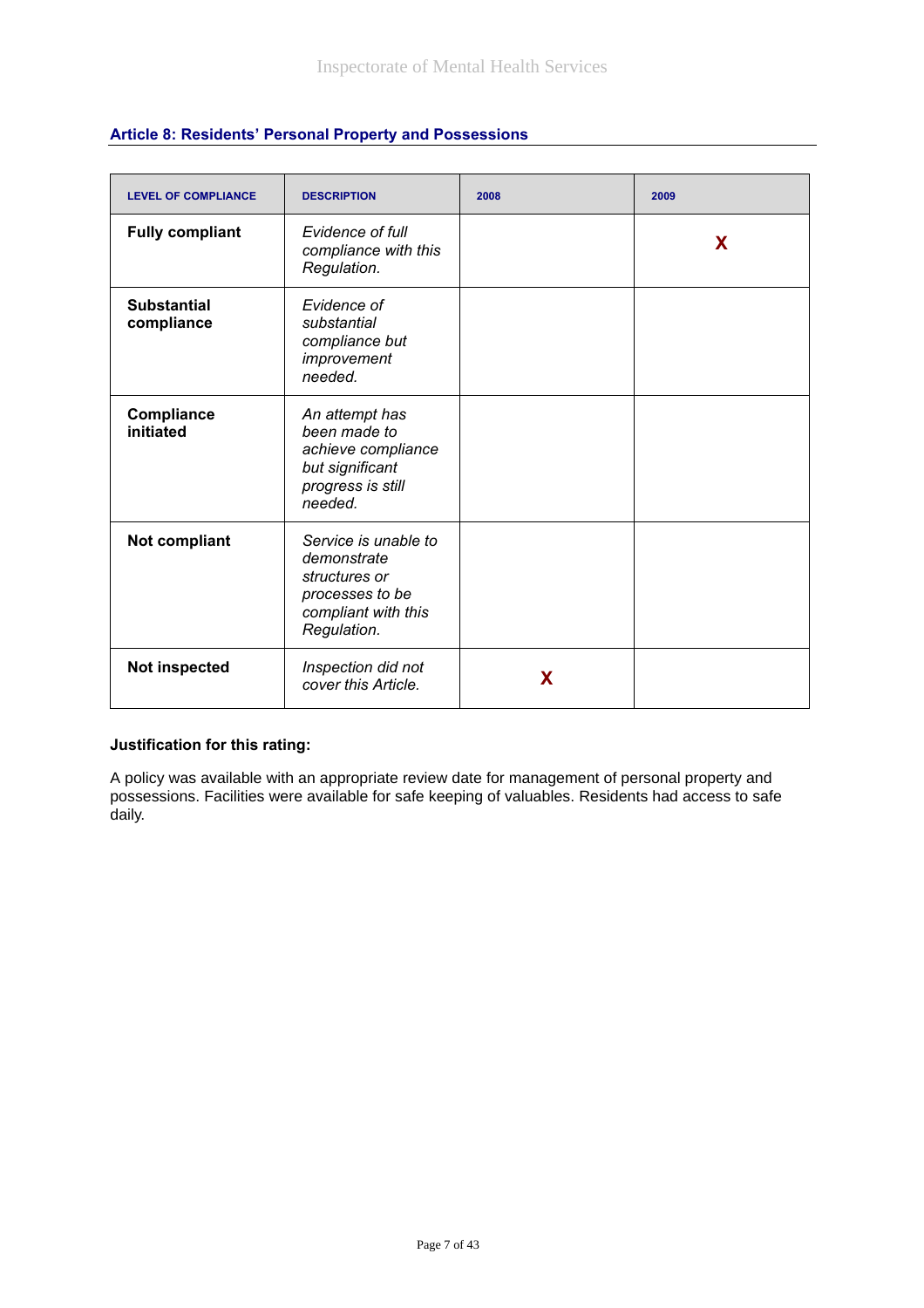## Article 8: Residents' Personal Property and Possessions

| LEVEL OF COMPLIANCE | DESCRIPTION | 2008 | 2009 |
|---|---|---|---|
| **Fully compliant** | *Evidence of full compliance with this Regulation.* | | X |
| **Substantial compliance** | *Evidence of substantial compliance but improvement needed.* | | |
| **Compliance initiated** | *An attempt has been made to achieve compliance but significant progress is still needed.* | | |
| **Not compliant** | *Service is unable to demonstrate structures or processes to be compliant with this Regulation.* | | |
| **Not inspected** | *Inspection did not cover this Article.* | X | |

**Justification for this rating:**

A policy was available with an appropriate review date for management of personal property and possessions. Facilities were available for safe keeping of valuables. Residents had access to safe daily.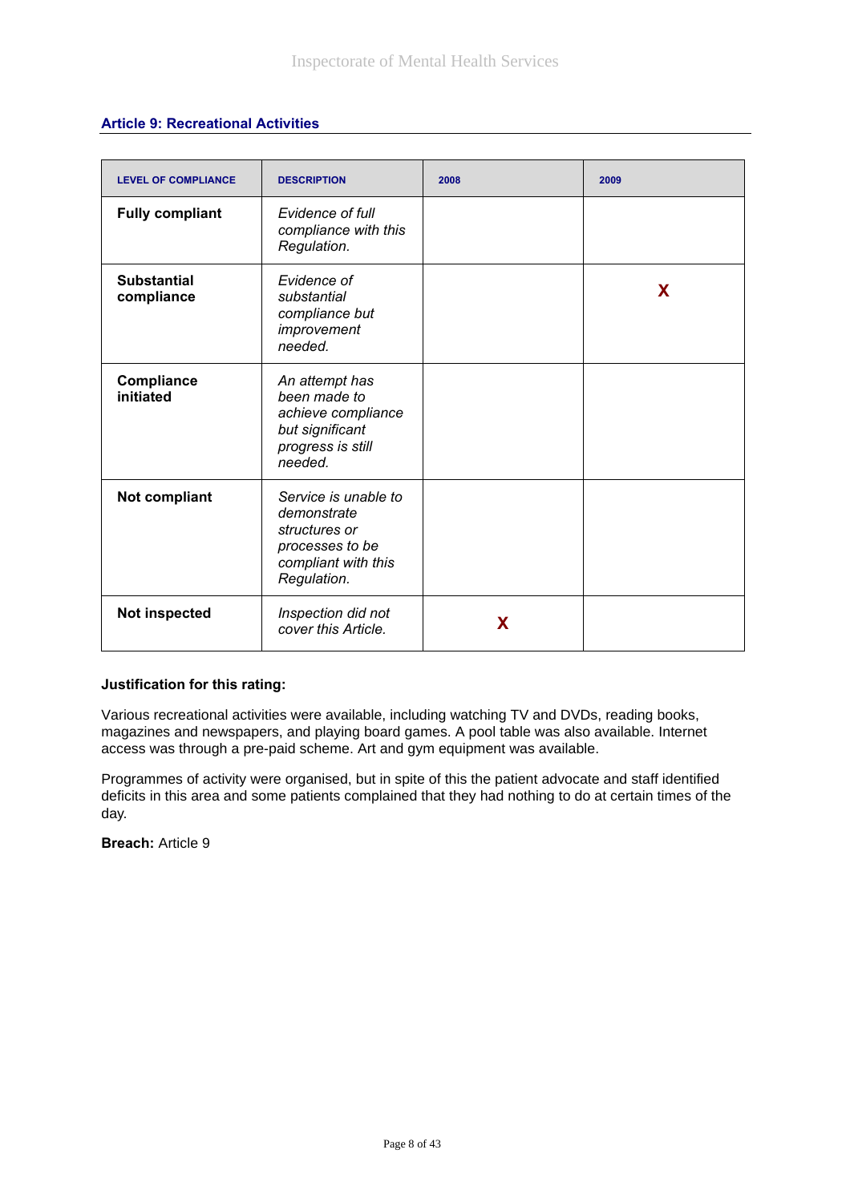## Article 9: Recreational Activities

| LEVEL OF COMPLIANCE | DESCRIPTION | 2008 | 2009 |
|---|---|---|---|
| **Fully compliant** | *Evidence of full compliance with this Regulation.* | | |
| **Substantial compliance** | *Evidence of substantial compliance but improvement needed.* | | X |
| **Compliance initiated** | *An attempt has been made to achieve compliance but significant progress is still needed.* | | |
| **Not compliant** | *Service is unable to demonstrate structures or processes to be compliant with this Regulation.* | | |
| **Not inspected** | *Inspection did not cover this Article.* | X | |

**Justification for this rating:**

Various recreational activities were available, including watching TV and DVDs, reading books, magazines and newspapers, and playing board games. A pool table was also available. Internet access was through a pre-paid scheme. Art and gym equipment was available.

Programmes of activity were organised, but in spite of this the patient advocate and staff identified deficits in this area and some patients complained that they had nothing to do at certain times of the day.

**Breach:** Article 9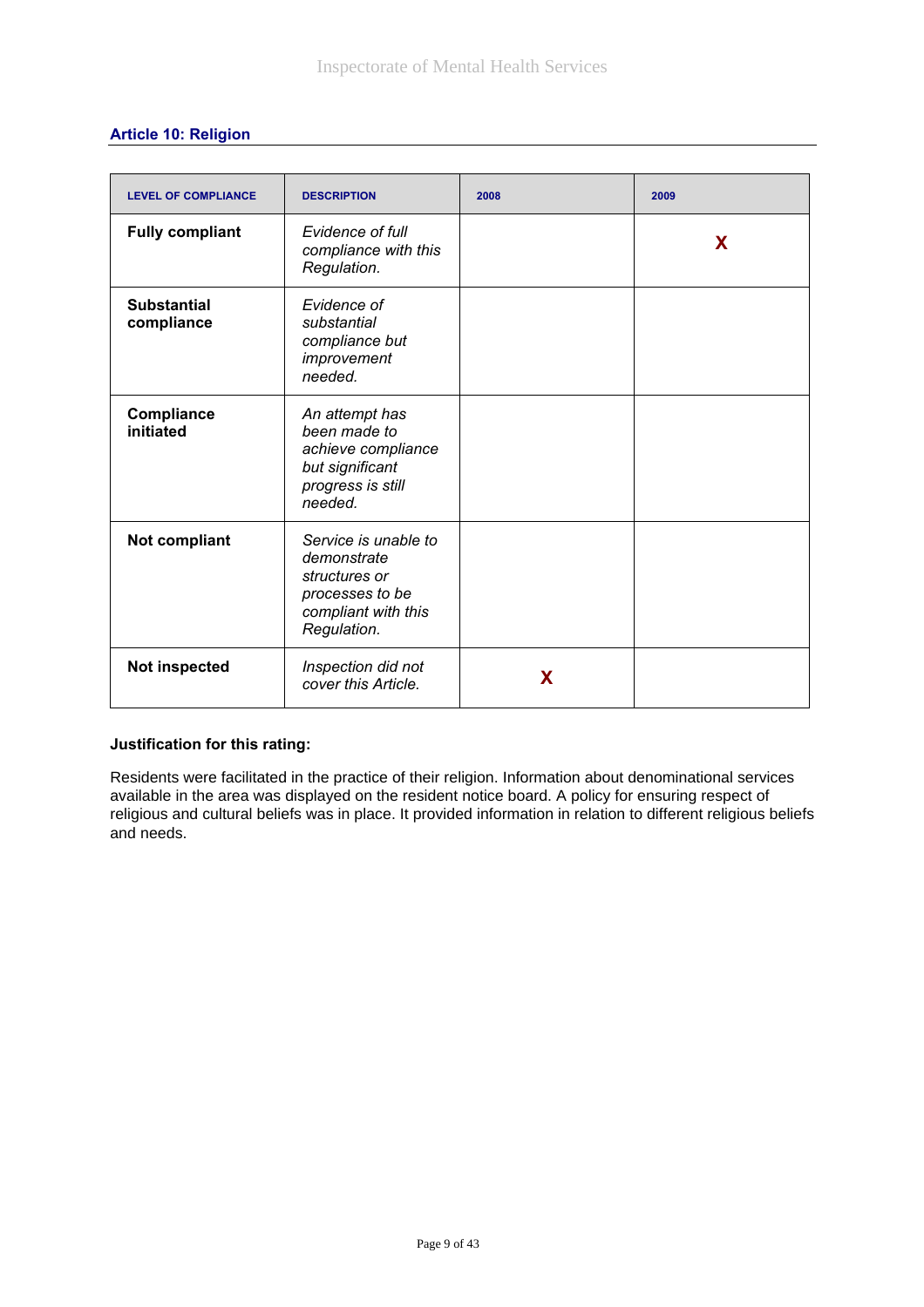### Article 10: Religion

| LEVEL OF COMPLIANCE | DESCRIPTION | 2008 | 2009 |
|---|---|---|---|
| **Fully compliant** | *Evidence of full compliance with this Regulation.* | | X |
| **Substantial compliance** | *Evidence of substantial compliance but improvement needed.* | | |
| **Compliance initiated** | *An attempt has been made to achieve compliance but significant progress is still needed.* | | |
| **Not compliant** | *Service is unable to demonstrate structures or processes to be compliant with this Regulation.* | | |
| **Not inspected** | *Inspection did not cover this Article.* | X | |

**Justification for this rating:**

Residents were facilitated in the practice of their religion. Information about denominational services available in the area was displayed on the resident notice board. A policy for ensuring respect of religious and cultural beliefs was in place. It provided information in relation to different religious beliefs and needs.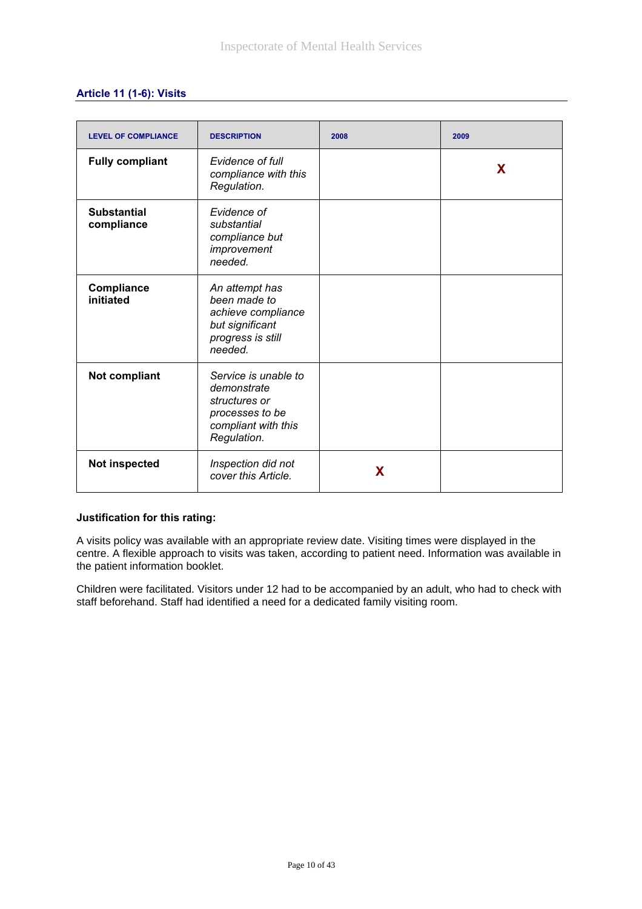## Article 11 (1-6): Visits

| LEVEL OF COMPLIANCE | DESCRIPTION | 2008 | 2009 |
|---|---|---|---|
| **Fully compliant** | *Evidence of full compliance with this Regulation.* | | X |
| **Substantial compliance** | *Evidence of substantial compliance but improvement needed.* | | |
| **Compliance initiated** | *An attempt has been made to achieve compliance but significant progress is still needed.* | | |
| **Not compliant** | *Service is unable to demonstrate structures or processes to be compliant with this Regulation.* | | |
| **Not inspected** | *Inspection did not cover this Article.* | X | |

**Justification for this rating:**

A visits policy was available with an appropriate review date. Visiting times were displayed in the centre. A flexible approach to visits was taken, according to patient need. Information was available in the patient information booklet.

Children were facilitated. Visitors under 12 had to be accompanied by an adult, who had to check with staff beforehand. Staff had identified a need for a dedicated family visiting room.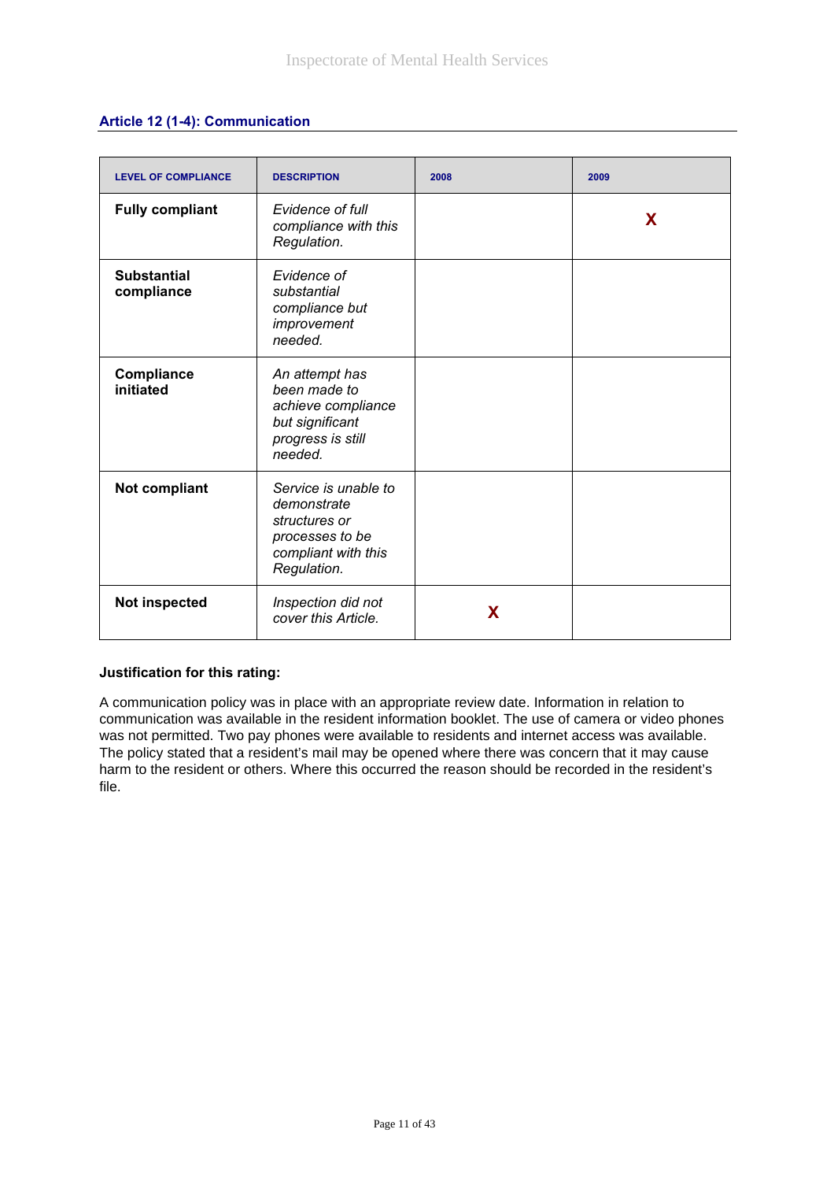### Article 12 (1-4): Communication

| LEVEL OF COMPLIANCE | DESCRIPTION | 2008 | 2009 |
|---|---|---|---|
| **Fully compliant** | *Evidence of full compliance with this Regulation.* | | X |
| **Substantial compliance** | *Evidence of substantial compliance but improvement needed.* | | |
| **Compliance initiated** | *An attempt has been made to achieve compliance but significant progress is still needed.* | | |
| **Not compliant** | *Service is unable to demonstrate structures or processes to be compliant with this Regulation.* | | |
| **Not inspected** | *Inspection did not cover this Article.* | X | |

**Justification for this rating:**

A communication policy was in place with an appropriate review date. Information in relation to communication was available in the resident information booklet. The use of camera or video phones was not permitted. Two pay phones were available to residents and internet access was available. The policy stated that a resident's mail may be opened where there was concern that it may cause harm to the resident or others. Where this occurred the reason should be recorded in the resident's file.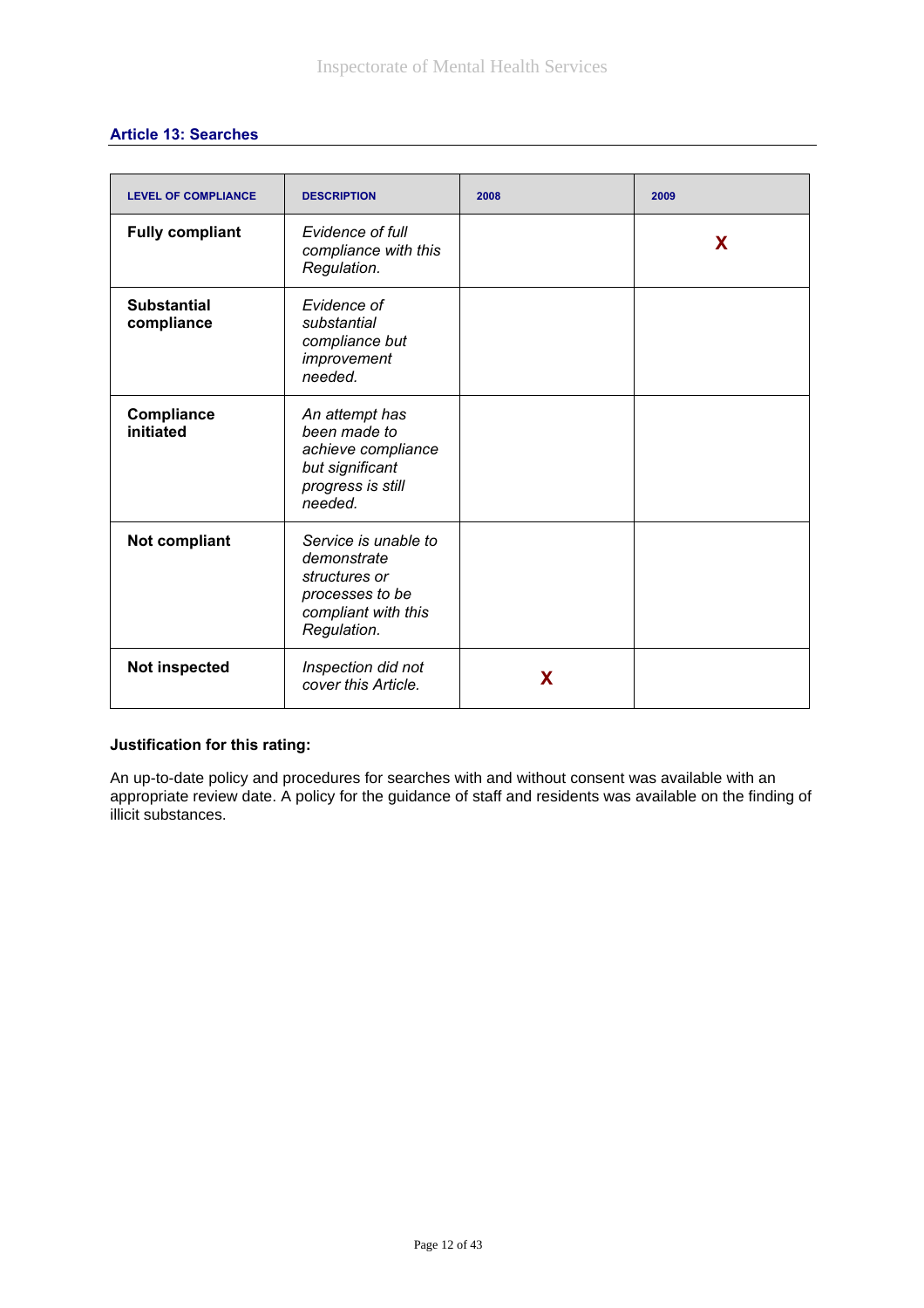### Article 13: Searches

| LEVEL OF COMPLIANCE | DESCRIPTION | 2008 | 2009 |
|---|---|---|---|
| **Fully compliant** | *Evidence of full compliance with this Regulation.* | | X |
| **Substantial compliance** | *Evidence of substantial compliance but improvement needed.* | | |
| **Compliance initiated** | *An attempt has been made to achieve compliance but significant progress is still needed.* | | |
| **Not compliant** | *Service is unable to demonstrate structures or processes to be compliant with this Regulation.* | | |
| **Not inspected** | *Inspection did not cover this Article.* | X | |

**Justification for this rating:**

An up-to-date policy and procedures for searches with and without consent was available with an appropriate review date. A policy for the guidance of staff and residents was available on the finding of illicit substances.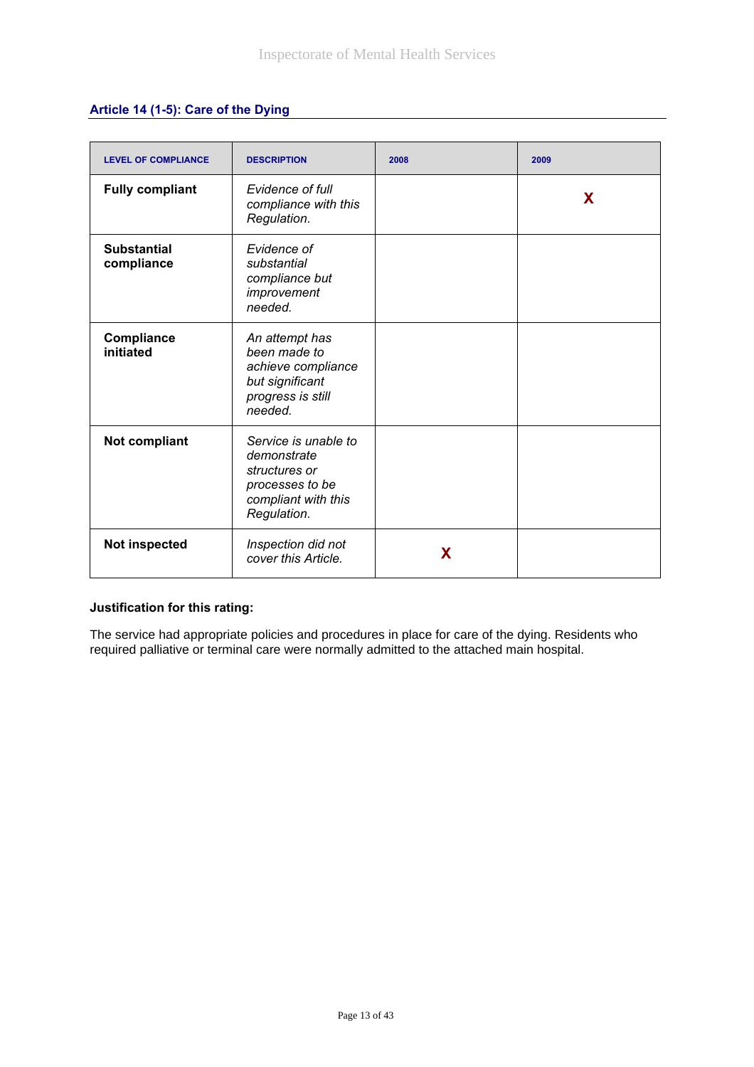## Article 14 (1-5): Care of the Dying

| LEVEL OF COMPLIANCE | DESCRIPTION | 2008 | 2009 |
|---|---|---|---|
| **Fully compliant** | *Evidence of full compliance with this Regulation.* | | X |
| **Substantial compliance** | *Evidence of substantial compliance but improvement needed.* | | |
| **Compliance initiated** | *An attempt has been made to achieve compliance but significant progress is still needed.* | | |
| **Not compliant** | *Service is unable to demonstrate structures or processes to be compliant with this Regulation.* | | |
| **Not inspected** | *Inspection did not cover this Article.* | X | |

**Justification for this rating:**

The service had appropriate policies and procedures in place for care of the dying. Residents who required palliative or terminal care were normally admitted to the attached main hospital.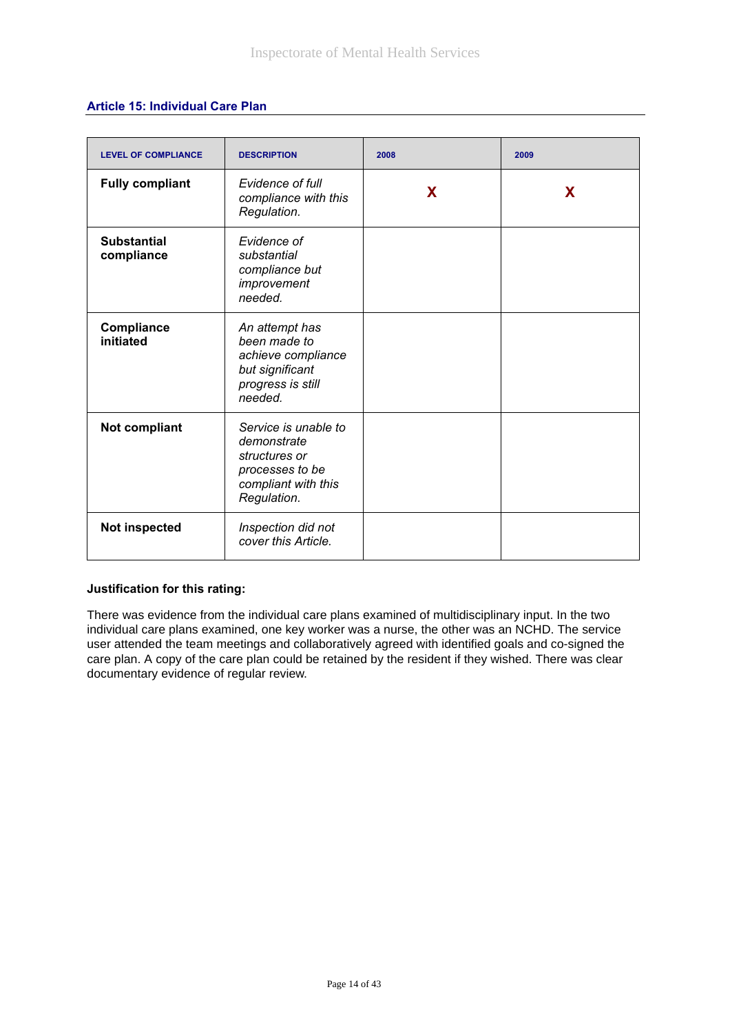### Article 15: Individual Care Plan

| LEVEL OF COMPLIANCE | DESCRIPTION | 2008 | 2009 |
|---|---|---|---|
| **Fully compliant** | *Evidence of full compliance with this Regulation.* | X | X |
| **Substantial compliance** | *Evidence of substantial compliance but improvement needed.* | | |
| **Compliance initiated** | *An attempt has been made to achieve compliance but significant progress is still needed.* | | |
| **Not compliant** | *Service is unable to demonstrate structures or processes to be compliant with this Regulation.* | | |
| **Not inspected** | *Inspection did not cover this Article.* | | |

**Justification for this rating:**

There was evidence from the individual care plans examined of multidisciplinary input. In the two individual care plans examined, one key worker was a nurse, the other was an NCHD. The service user attended the team meetings and collaboratively agreed with identified goals and co-signed the care plan. A copy of the care plan could be retained by the resident if they wished. There was clear documentary evidence of regular review.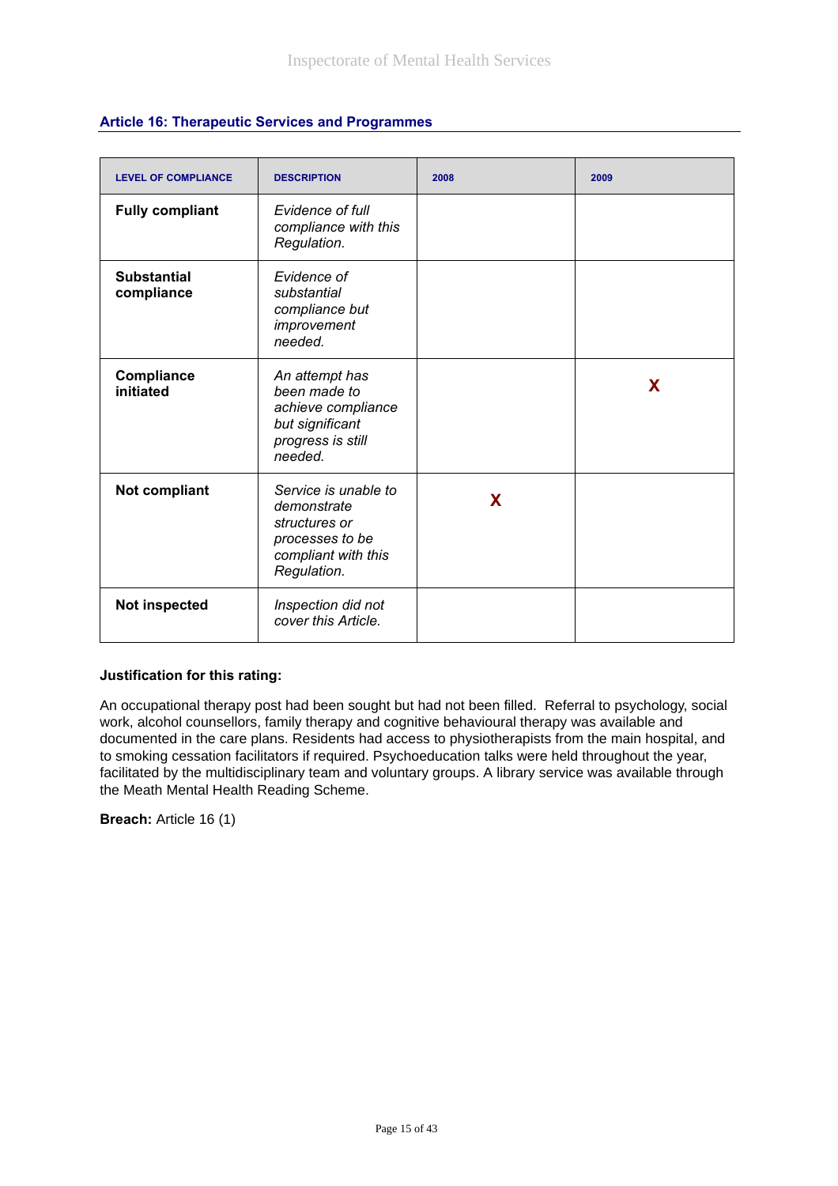## Article 16: Therapeutic Services and Programmes

| LEVEL OF COMPLIANCE | DESCRIPTION | 2008 | 2009 |
|---|---|---|---|
| **Fully compliant** | *Evidence of full compliance with this Regulation.* | | |
| **Substantial compliance** | *Evidence of substantial compliance but improvement needed.* | | |
| **Compliance initiated** | *An attempt has been made to achieve compliance but significant progress is still needed.* | | X |
| **Not compliant** | *Service is unable to demonstrate structures or processes to be compliant with this Regulation.* | X | |
| **Not inspected** | *Inspection did not cover this Article.* | | |

**Justification for this rating:**

An occupational therapy post had been sought but had not been filled. Referral to psychology, social work, alcohol counsellors, family therapy and cognitive behavioural therapy was available and documented in the care plans. Residents had access to physiotherapists from the main hospital, and to smoking cessation facilitators if required. Psychoeducation talks were held throughout the year, facilitated by the multidisciplinary team and voluntary groups. A library service was available through the Meath Mental Health Reading Scheme.

**Breach:** Article 16 (1)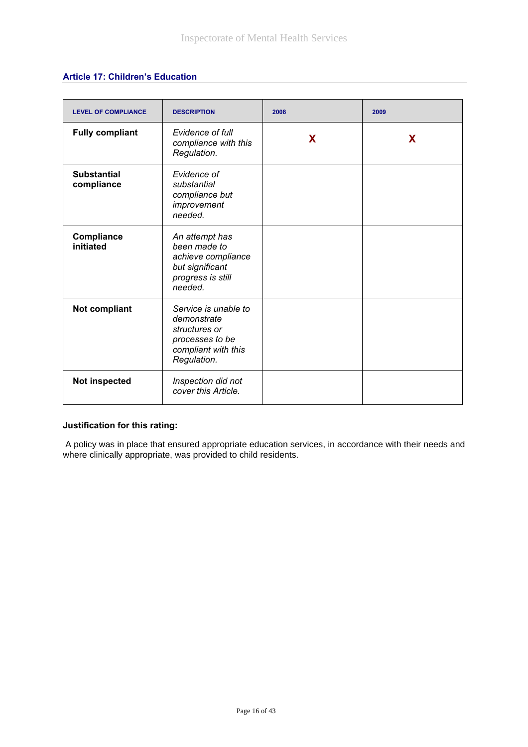### Article 17: Children's Education

| LEVEL OF COMPLIANCE | DESCRIPTION | 2008 | 2009 |
|---|---|---|---|
| **Fully compliant** | *Evidence of full compliance with this Regulation.* | X | X |
| **Substantial compliance** | *Evidence of substantial compliance but improvement needed.* | | |
| **Compliance initiated** | *An attempt has been made to achieve compliance but significant progress is still needed.* | | |
| **Not compliant** | *Service is unable to demonstrate structures or processes to be compliant with this Regulation.* | | |
| **Not inspected** | *Inspection did not cover this Article.* | | |

**Justification for this rating:**

A policy was in place that ensured appropriate education services, in accordance with their needs and where clinically appropriate, was provided to child residents.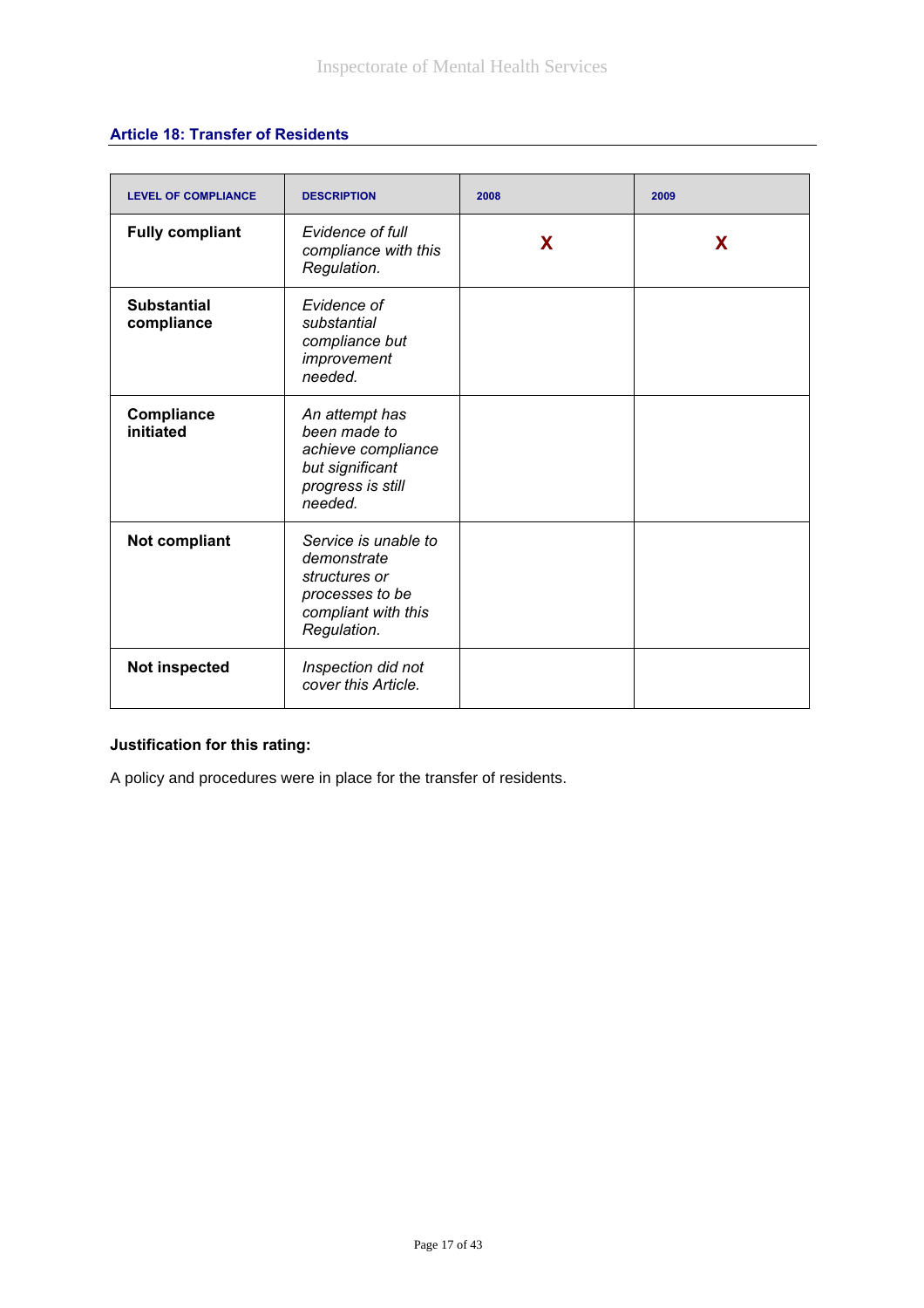### Article 18: Transfer of Residents

| LEVEL OF COMPLIANCE | DESCRIPTION | 2008 | 2009 |
|---|---|---|---|
| **Fully compliant** | *Evidence of full compliance with this Regulation.* | X | X |
| **Substantial compliance** | *Evidence of substantial compliance but improvement needed.* | | |
| **Compliance initiated** | *An attempt has been made to achieve compliance but significant progress is still needed.* | | |
| **Not compliant** | *Service is unable to demonstrate structures or processes to be compliant with this Regulation.* | | |
| **Not inspected** | *Inspection did not cover this Article.* | | |

**Justification for this rating:**

A policy and procedures were in place for the transfer of residents.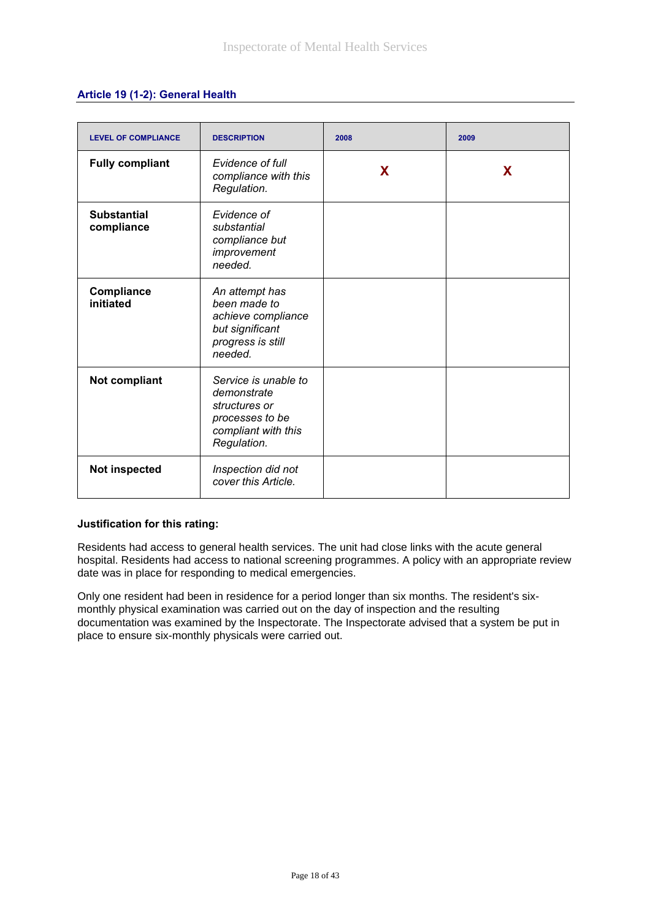## Article 19 (1-2): General Health

| LEVEL OF COMPLIANCE | DESCRIPTION | 2008 | 2009 |
|---|---|---|---|
| **Fully compliant** | *Evidence of full compliance with this Regulation.* | X | X |
| **Substantial compliance** | *Evidence of substantial compliance but improvement needed.* | | |
| **Compliance initiated** | *An attempt has been made to achieve compliance but significant progress is still needed.* | | |
| **Not compliant** | *Service is unable to demonstrate structures or processes to be compliant with this Regulation.* | | |
| **Not inspected** | *Inspection did not cover this Article.* | | |

**Justification for this rating:**

Residents had access to general health services. The unit had close links with the acute general hospital. Residents had access to national screening programmes. A policy with an appropriate review date was in place for responding to medical emergencies.

Only one resident had been in residence for a period longer than six months. The resident's six-monthly physical examination was carried out on the day of inspection and the resulting documentation was examined by the Inspectorate. The Inspectorate advised that a system be put in place to ensure six-monthly physicals were carried out.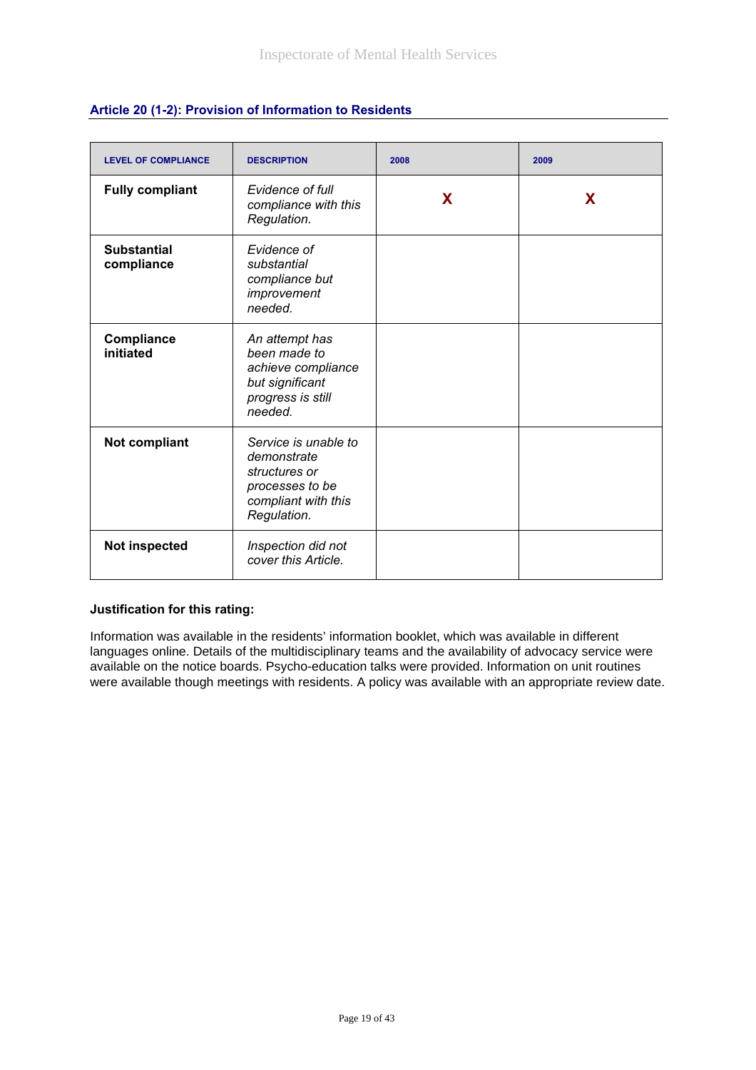### Article 20 (1-2): Provision of Information to Residents

| LEVEL OF COMPLIANCE | DESCRIPTION | 2008 | 2009 |
|---|---|---|---|
| **Fully compliant** | *Evidence of full compliance with this Regulation.* | X | X |
| **Substantial compliance** | *Evidence of substantial compliance but improvement needed.* | | |
| **Compliance initiated** | *An attempt has been made to achieve compliance but significant progress is still needed.* | | |
| **Not compliant** | *Service is unable to demonstrate structures or processes to be compliant with this Regulation.* | | |
| **Not inspected** | *Inspection did not cover this Article.* | | |

**Justification for this rating:**

Information was available in the residents' information booklet, which was available in different languages online. Details of the multidisciplinary teams and the availability of advocacy service were available on the notice boards. Psycho-education talks were provided. Information on unit routines were available though meetings with residents. A policy was available with an appropriate review date.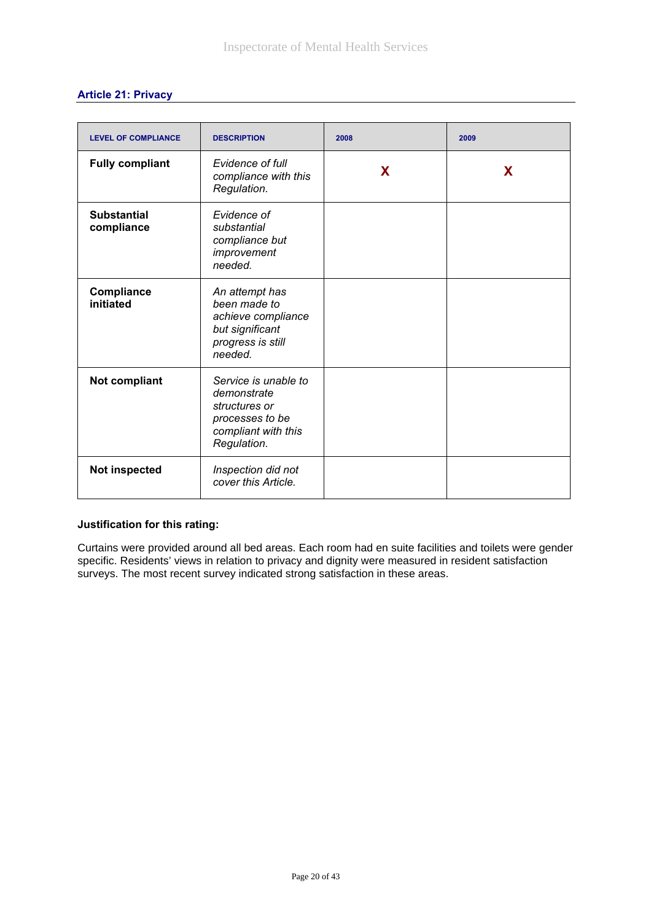## Article 21: Privacy

| LEVEL OF COMPLIANCE | DESCRIPTION | 2008 | 2009 |
|---|---|---|---|
| **Fully compliant** | *Evidence of full compliance with this Regulation.* | X | X |
| **Substantial compliance** | *Evidence of substantial compliance but improvement needed.* | | |
| **Compliance initiated** | *An attempt has been made to achieve compliance but significant progress is still needed.* | | |
| **Not compliant** | *Service is unable to demonstrate structures or processes to be compliant with this Regulation.* | | |
| **Not inspected** | *Inspection did not cover this Article.* | | |

**Justification for this rating:**

Curtains were provided around all bed areas. Each room had en suite facilities and toilets were gender specific. Residents' views in relation to privacy and dignity were measured in resident satisfaction surveys. The most recent survey indicated strong satisfaction in these areas.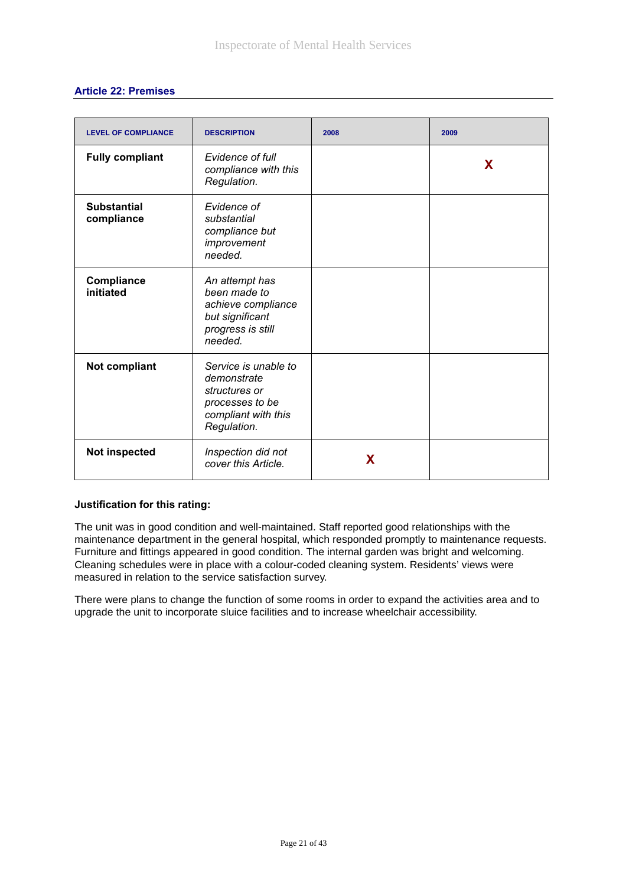### Article 22: Premises

| LEVEL OF COMPLIANCE | DESCRIPTION | 2008 | 2009 |
|---|---|---|---|
| **Fully compliant** | *Evidence of full compliance with this Regulation.* | | X |
| **Substantial compliance** | *Evidence of substantial compliance but improvement needed.* | | |
| **Compliance initiated** | *An attempt has been made to achieve compliance but significant progress is still needed.* | | |
| **Not compliant** | *Service is unable to demonstrate structures or processes to be compliant with this Regulation.* | | |
| **Not inspected** | *Inspection did not cover this Article.* | X | |

**Justification for this rating:**

The unit was in good condition and well-maintained. Staff reported good relationships with the maintenance department in the general hospital, which responded promptly to maintenance requests. Furniture and fittings appeared in good condition. The internal garden was bright and welcoming. Cleaning schedules were in place with a colour-coded cleaning system. Residents' views were measured in relation to the service satisfaction survey.

There were plans to change the function of some rooms in order to expand the activities area and to upgrade the unit to incorporate sluice facilities and to increase wheelchair accessibility.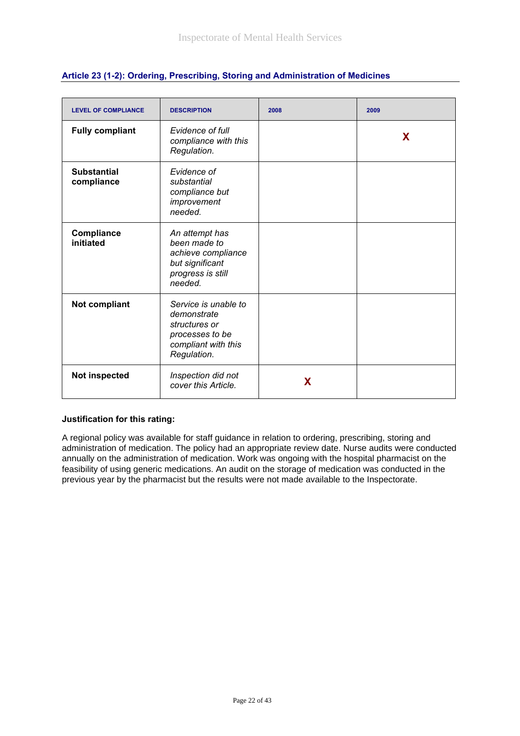## Article 23 (1-2): Ordering, Prescribing, Storing and Administration of Medicines

| LEVEL OF COMPLIANCE | DESCRIPTION | 2008 | 2009 |
|---|---|---|---|
| **Fully compliant** | *Evidence of full compliance with this Regulation.* | | X |
| **Substantial compliance** | *Evidence of substantial compliance but improvement needed.* | | |
| **Compliance initiated** | *An attempt has been made to achieve compliance but significant progress is still needed.* | | |
| **Not compliant** | *Service is unable to demonstrate structures or processes to be compliant with this Regulation.* | | |
| **Not inspected** | *Inspection did not cover this Article.* | X | |

**Justification for this rating:**

A regional policy was available for staff guidance in relation to ordering, prescribing, storing and administration of medication. The policy had an appropriate review date. Nurse audits were conducted annually on the administration of medication. Work was ongoing with the hospital pharmacist on the feasibility of using generic medications. An audit on the storage of medication was conducted in the previous year by the pharmacist but the results were not made available to the Inspectorate.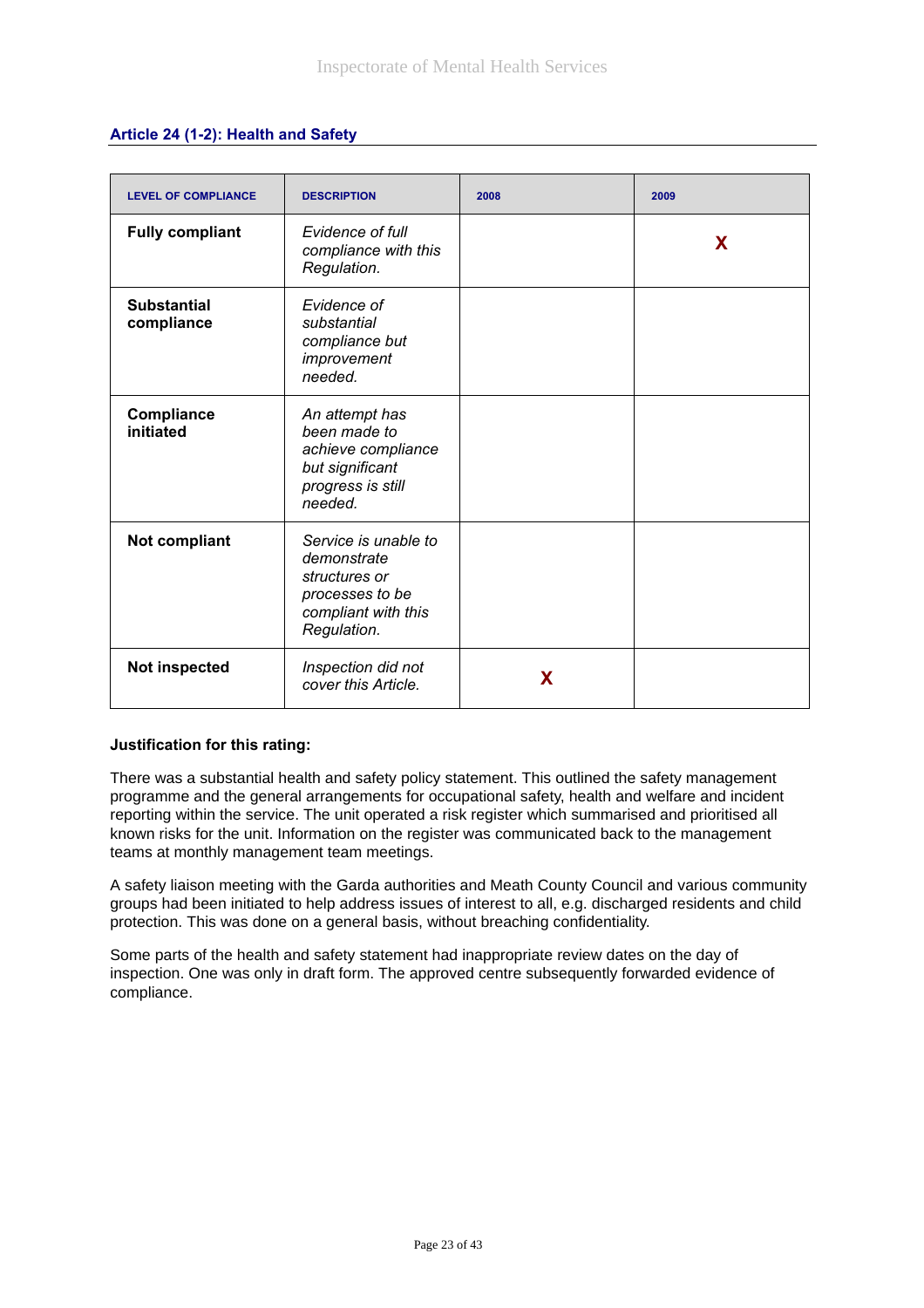### Article 24 (1-2): Health and Safety

| LEVEL OF COMPLIANCE | DESCRIPTION | 2008 | 2009 |
|---|---|---|---|
| **Fully compliant** | *Evidence of full compliance with this Regulation.* | | X |
| **Substantial compliance** | *Evidence of substantial compliance but improvement needed.* | | |
| **Compliance initiated** | *An attempt has been made to achieve compliance but significant progress is still needed.* | | |
| **Not compliant** | *Service is unable to demonstrate structures or processes to be compliant with this Regulation.* | | |
| **Not inspected** | *Inspection did not cover this Article.* | X | |

**Justification for this rating:**

There was a substantial health and safety policy statement. This outlined the safety management programme and the general arrangements for occupational safety, health and welfare and incident reporting within the service. The unit operated a risk register which summarised and prioritised all known risks for the unit. Information on the register was communicated back to the management teams at monthly management team meetings.

A safety liaison meeting with the Garda authorities and Meath County Council and various community groups had been initiated to help address issues of interest to all, e.g. discharged residents and child protection. This was done on a general basis, without breaching confidentiality.

Some parts of the health and safety statement had inappropriate review dates on the day of inspection. One was only in draft form. The approved centre subsequently forwarded evidence of compliance.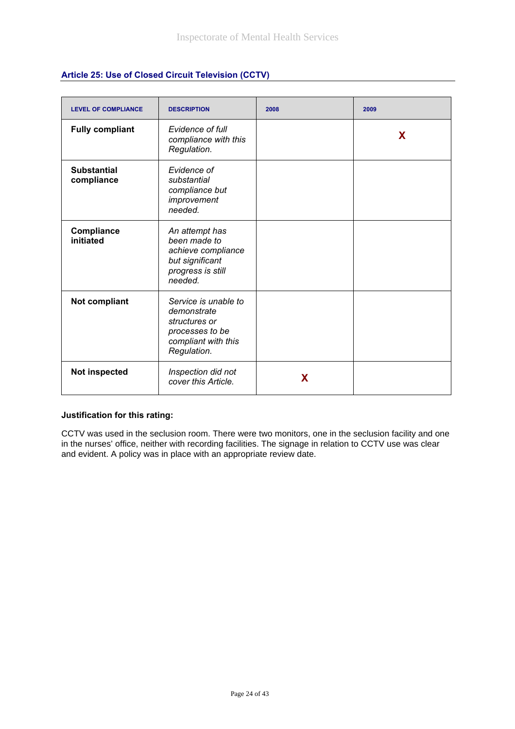### Article 25: Use of Closed Circuit Television (CCTV)

| LEVEL OF COMPLIANCE | DESCRIPTION | 2008 | 2009 |
|---|---|---|---|
| **Fully compliant** | *Evidence of full compliance with this Regulation.* | | X |
| **Substantial compliance** | *Evidence of substantial compliance but improvement needed.* | | |
| **Compliance initiated** | *An attempt has been made to achieve compliance but significant progress is still needed.* | | |
| **Not compliant** | *Service is unable to demonstrate structures or processes to be compliant with this Regulation.* | | |
| **Not inspected** | *Inspection did not cover this Article.* | X | |

**Justification for this rating:**

CCTV was used in the seclusion room. There were two monitors, one in the seclusion facility and one in the nurses' office, neither with recording facilities. The signage in relation to CCTV use was clear and evident. A policy was in place with an appropriate review date.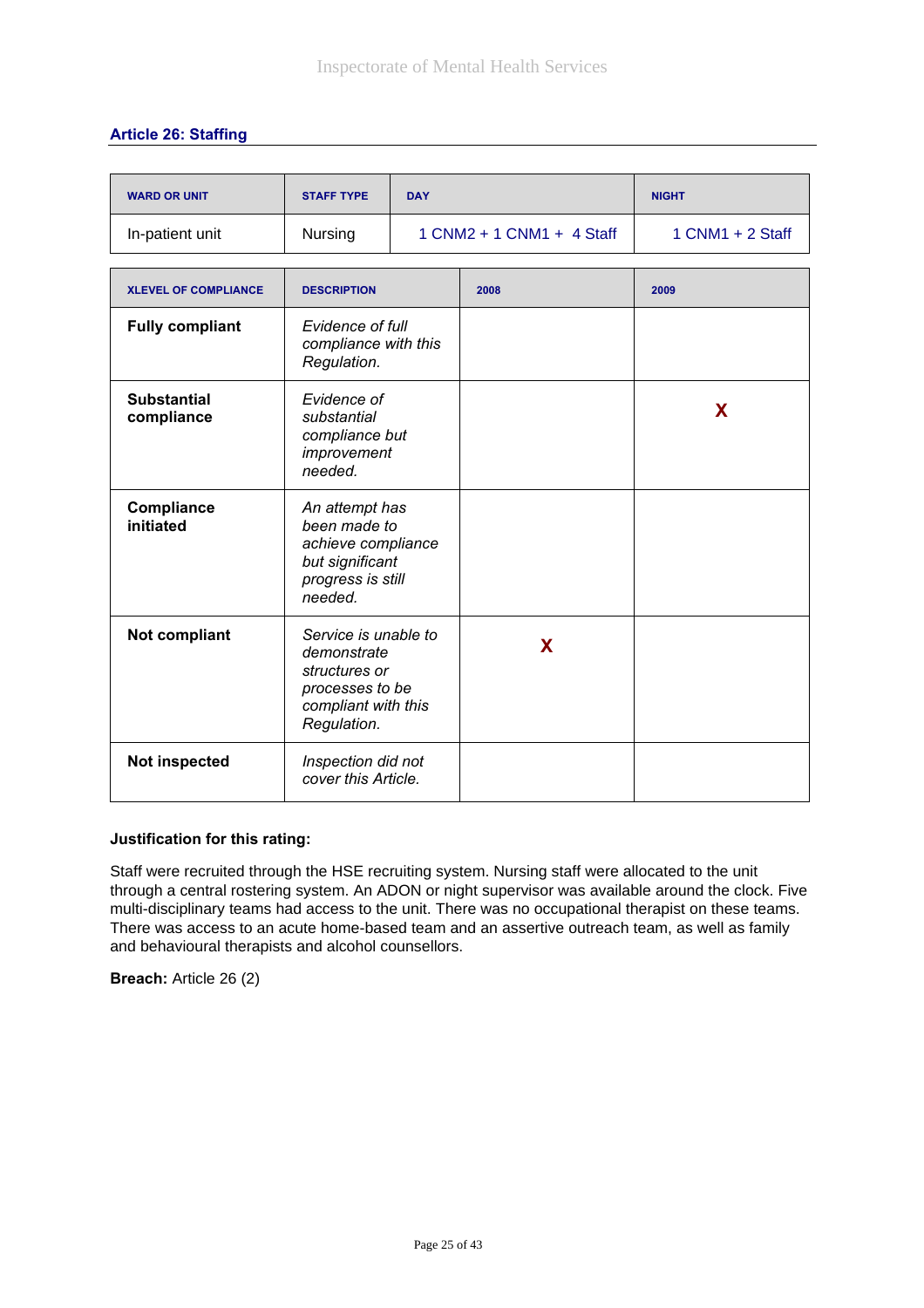## Article 26: Staffing

| WARD OR UNIT | STAFF TYPE | DAY | NIGHT |
|---|---|---|---|
| In-patient unit | Nursing | 1 CNM2 + 1 CNM1 + 4 Staff | 1 CNM1 + 2 Staff |

| XLEVEL OF COMPLIANCE | DESCRIPTION | 2008 | 2009 |
|---|---|---|---|
| **Fully compliant** | *Evidence of full compliance with this Regulation.* | | |
| **Substantial compliance** | *Evidence of substantial compliance but improvement needed.* | | X |
| **Compliance initiated** | *An attempt has been made to achieve compliance but significant progress is still needed.* | | |
| **Not compliant** | *Service is unable to demonstrate structures or processes to be compliant with this Regulation.* | X | |
| **Not inspected** | *Inspection did not cover this Article.* | | |

**Justification for this rating:**

Staff were recruited through the HSE recruiting system. Nursing staff were allocated to the unit through a central rostering system. An ADON or night supervisor was available around the clock. Five multi-disciplinary teams had access to the unit. There was no occupational therapist on these teams. There was access to an acute home-based team and an assertive outreach team, as well as family and behavioural therapists and alcohol counsellors.

**Breach:** Article 26 (2)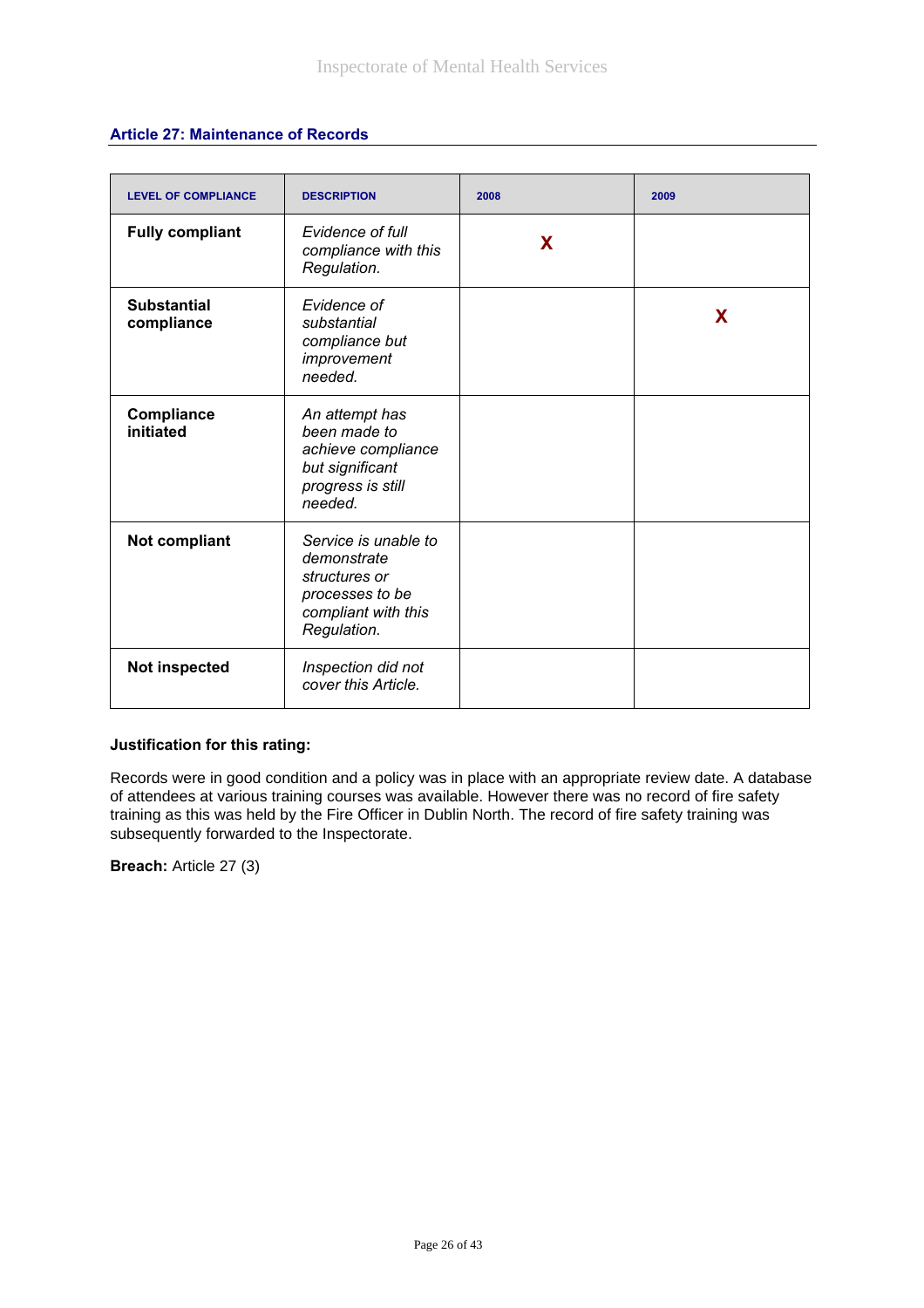## Article 27: Maintenance of Records

| LEVEL OF COMPLIANCE | DESCRIPTION | 2008 | 2009 |
|---|---|---|---|
| **Fully compliant** | *Evidence of full compliance with this Regulation.* | X | |
| **Substantial compliance** | *Evidence of substantial compliance but improvement needed.* | | X |
| **Compliance initiated** | *An attempt has been made to achieve compliance but significant progress is still needed.* | | |
| **Not compliant** | *Service is unable to demonstrate structures or processes to be compliant with this Regulation.* | | |
| **Not inspected** | *Inspection did not cover this Article.* | | |

**Justification for this rating:**

Records were in good condition and a policy was in place with an appropriate review date. A database of attendees at various training courses was available. However there was no record of fire safety training as this was held by the Fire Officer in Dublin North. The record of fire safety training was subsequently forwarded to the Inspectorate.

**Breach:** Article 27 (3)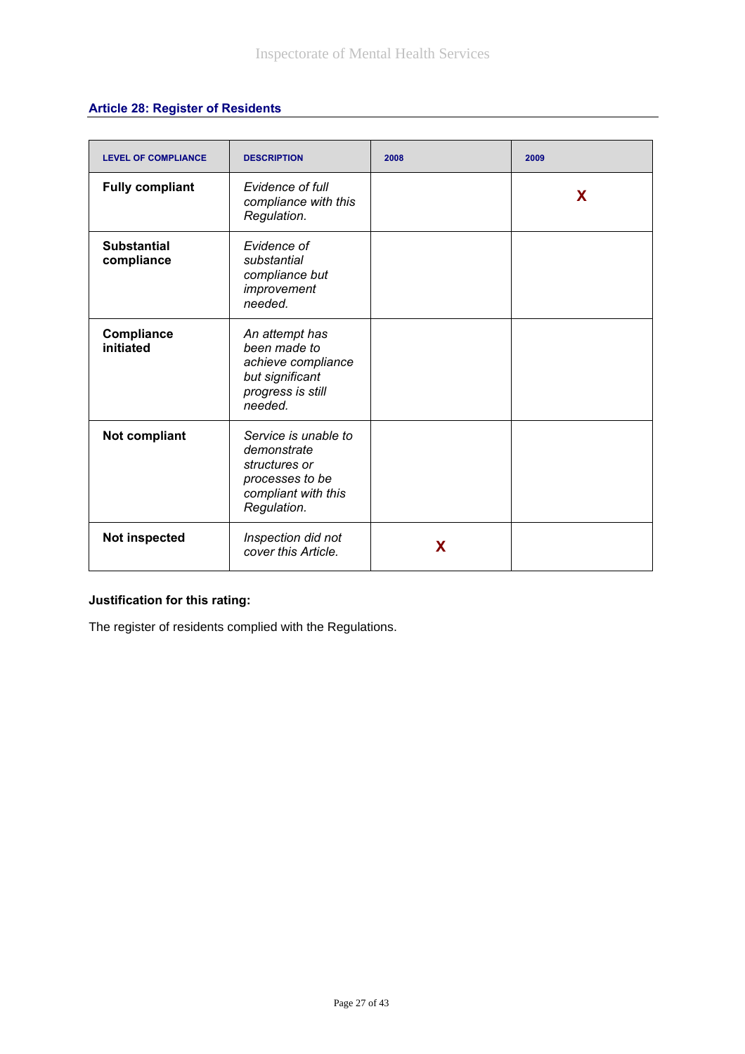### Article 28: Register of Residents

| LEVEL OF COMPLIANCE | DESCRIPTION | 2008 | 2009 |
|---|---|---|---|
| **Fully compliant** | *Evidence of full compliance with this Regulation.* | | X |
| **Substantial compliance** | *Evidence of substantial compliance but improvement needed.* | | |
| **Compliance initiated** | *An attempt has been made to achieve compliance but significant progress is still needed.* | | |
| **Not compliant** | *Service is unable to demonstrate structures or processes to be compliant with this Regulation.* | | |
| **Not inspected** | *Inspection did not cover this Article.* | X | |

**Justification for this rating:**

The register of residents complied with the Regulations.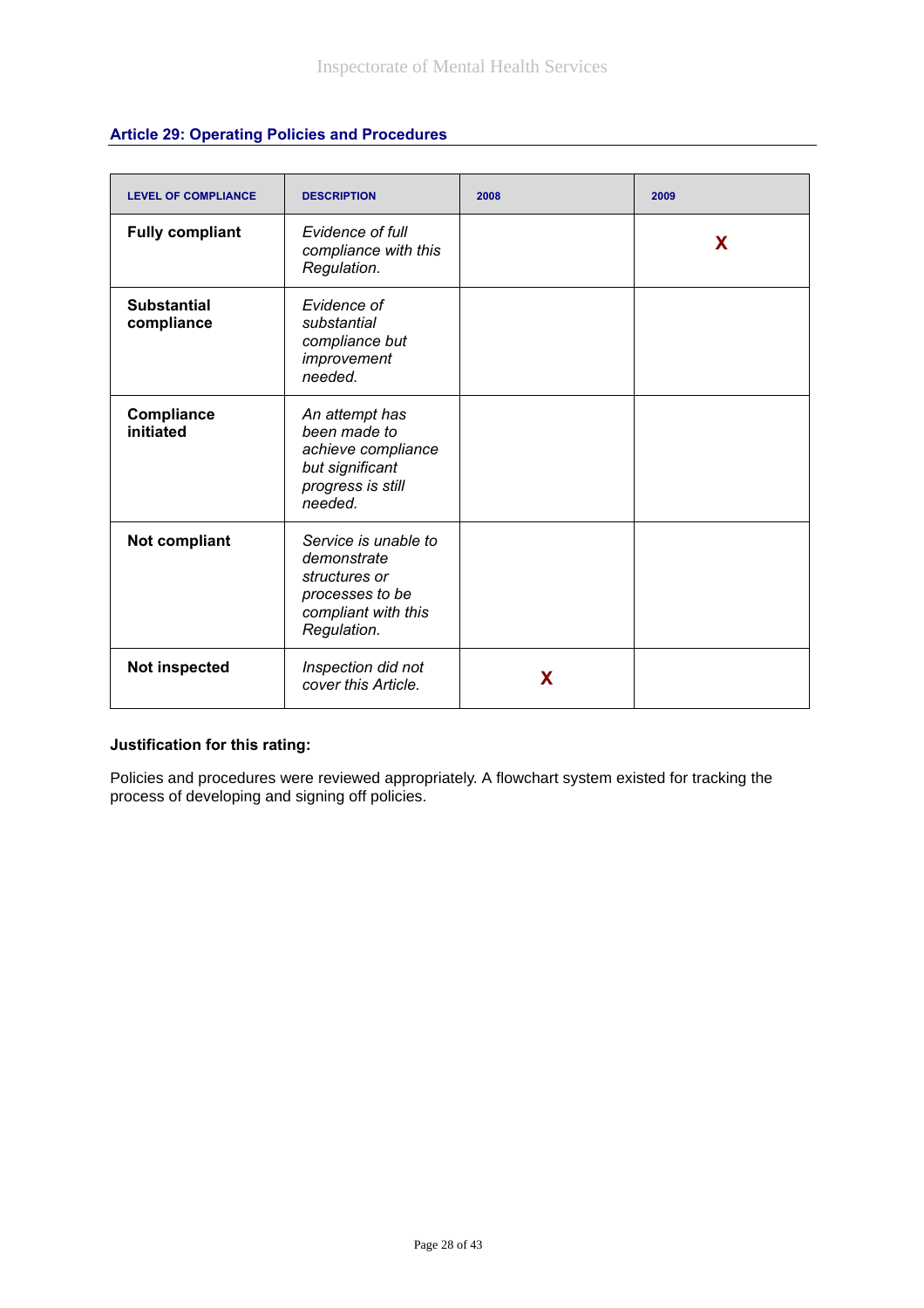### Article 29: Operating Policies and Procedures

| LEVEL OF COMPLIANCE | DESCRIPTION | 2008 | 2009 |
|---|---|---|---|
| **Fully compliant** | *Evidence of full compliance with this Regulation.* | | X |
| **Substantial compliance** | *Evidence of substantial compliance but improvement needed.* | | |
| **Compliance initiated** | *An attempt has been made to achieve compliance but significant progress is still needed.* | | |
| **Not compliant** | *Service is unable to demonstrate structures or processes to be compliant with this Regulation.* | | |
| **Not inspected** | *Inspection did not cover this Article.* | X | |

**Justification for this rating:**

Policies and procedures were reviewed appropriately. A flowchart system existed for tracking the process of developing and signing off policies.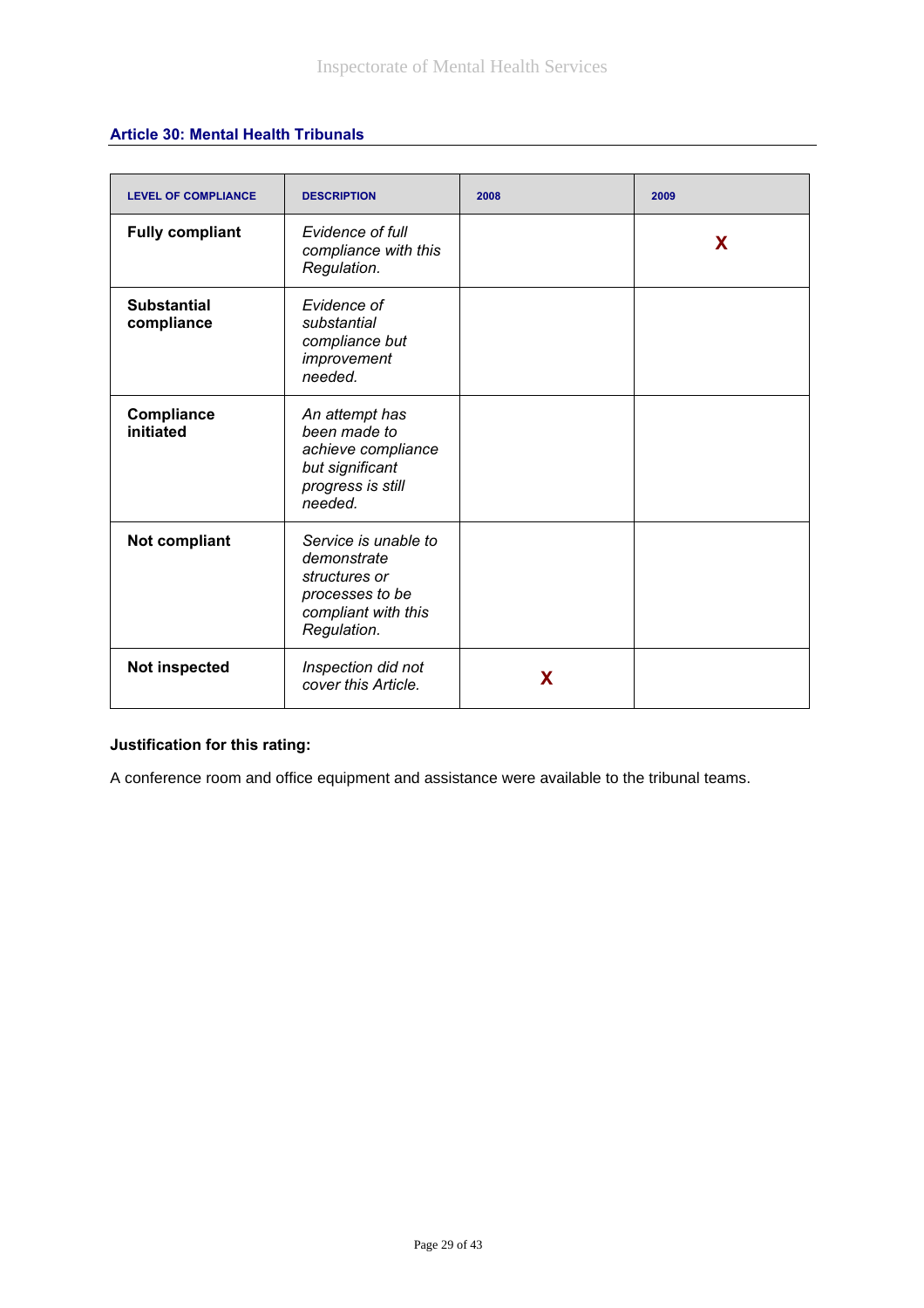### Article 30: Mental Health Tribunals

| LEVEL OF COMPLIANCE | DESCRIPTION | 2008 | 2009 |
|---|---|---|---|
| **Fully compliant** | *Evidence of full compliance with this Regulation.* | | X |
| **Substantial compliance** | *Evidence of substantial compliance but improvement needed.* | | |
| **Compliance initiated** | *An attempt has been made to achieve compliance but significant progress is still needed.* | | |
| **Not compliant** | *Service is unable to demonstrate structures or processes to be compliant with this Regulation.* | | |
| **Not inspected** | *Inspection did not cover this Article.* | X | |

**Justification for this rating:**

A conference room and office equipment and assistance were available to the tribunal teams.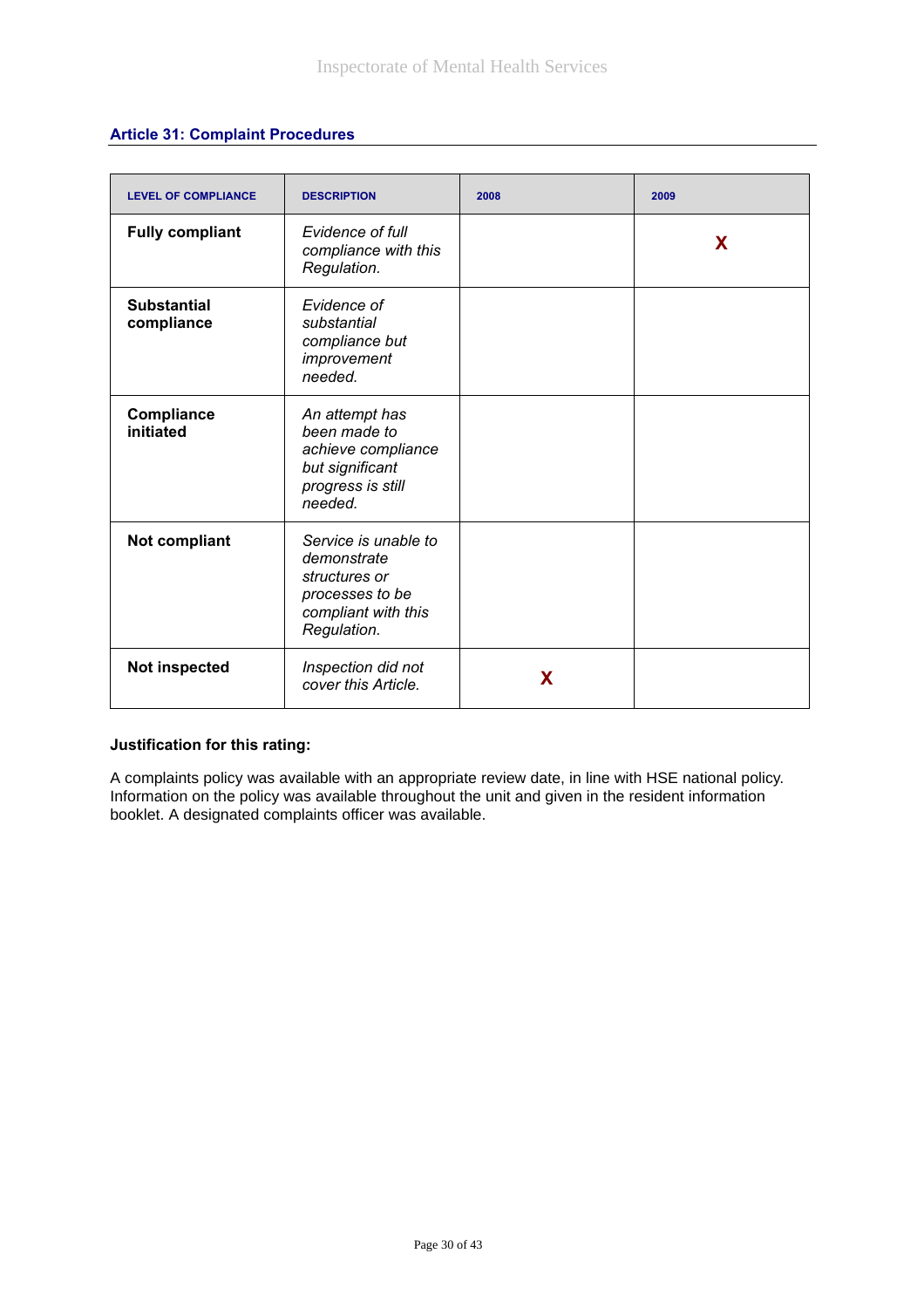### Article 31: Complaint Procedures

| LEVEL OF COMPLIANCE | DESCRIPTION | 2008 | 2009 |
|---|---|---|---|
| **Fully compliant** | *Evidence of full compliance with this Regulation.* | | X |
| **Substantial compliance** | *Evidence of substantial compliance but improvement needed.* | | |
| **Compliance initiated** | *An attempt has been made to achieve compliance but significant progress is still needed.* | | |
| **Not compliant** | *Service is unable to demonstrate structures or processes to be compliant with this Regulation.* | | |
| **Not inspected** | *Inspection did not cover this Article.* | X | |

**Justification for this rating:**

A complaints policy was available with an appropriate review date, in line with HSE national policy. Information on the policy was available throughout the unit and given in the resident information booklet. A designated complaints officer was available.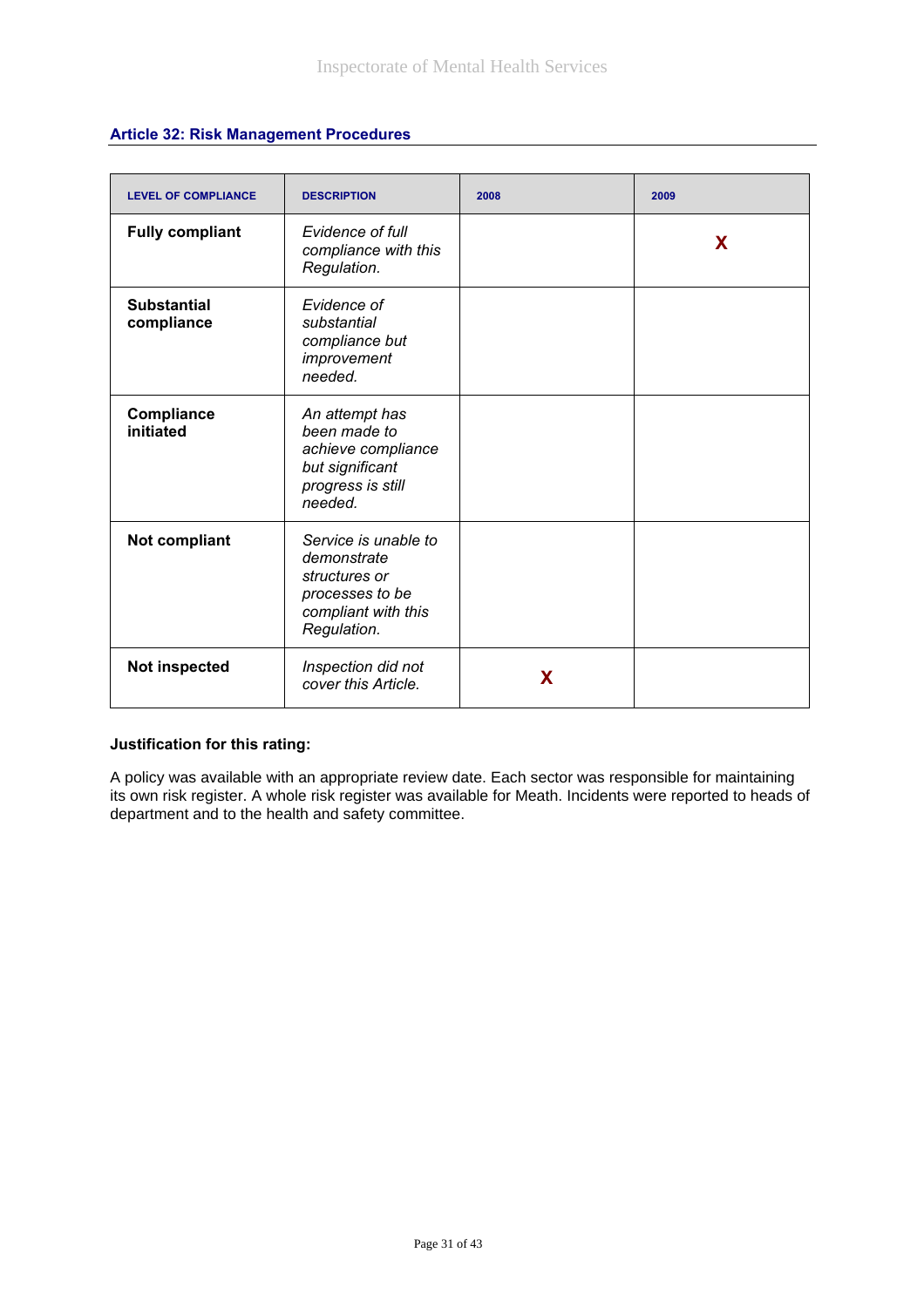### Article 32: Risk Management Procedures

| LEVEL OF COMPLIANCE | DESCRIPTION | 2008 | 2009 |
|---|---|---|---|
| **Fully compliant** | *Evidence of full compliance with this Regulation.* | | X |
| **Substantial compliance** | *Evidence of substantial compliance but improvement needed.* | | |
| **Compliance initiated** | *An attempt has been made to achieve compliance but significant progress is still needed.* | | |
| **Not compliant** | *Service is unable to demonstrate structures or processes to be compliant with this Regulation.* | | |
| **Not inspected** | *Inspection did not cover this Article.* | X | |

**Justification for this rating:**

A policy was available with an appropriate review date. Each sector was responsible for maintaining its own risk register. A whole risk register was available for Meath. Incidents were reported to heads of department and to the health and safety committee.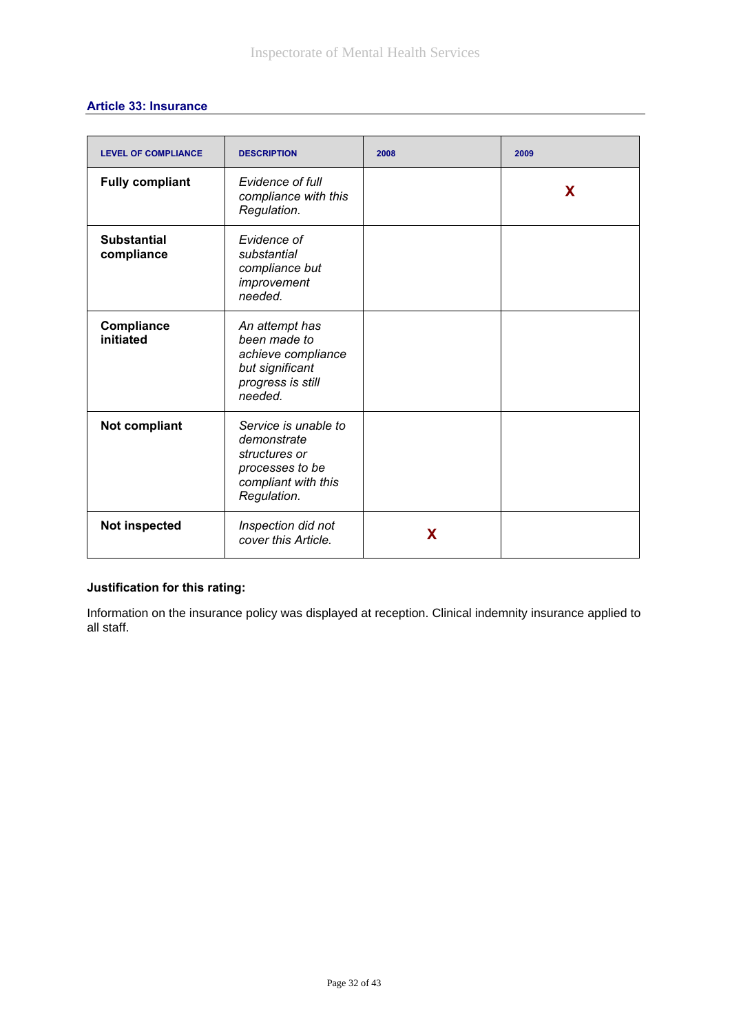### Article 33: Insurance

| LEVEL OF COMPLIANCE | DESCRIPTION | 2008 | 2009 |
|---|---|---|---|
| **Fully compliant** | *Evidence of full compliance with this Regulation.* | | X |
| **Substantial compliance** | *Evidence of substantial compliance but improvement needed.* | | |
| **Compliance initiated** | *An attempt has been made to achieve compliance but significant progress is still needed.* | | |
| **Not compliant** | *Service is unable to demonstrate structures or processes to be compliant with this Regulation.* | | |
| **Not inspected** | *Inspection did not cover this Article.* | X | |

**Justification for this rating:**

Information on the insurance policy was displayed at reception. Clinical indemnity insurance applied to all staff.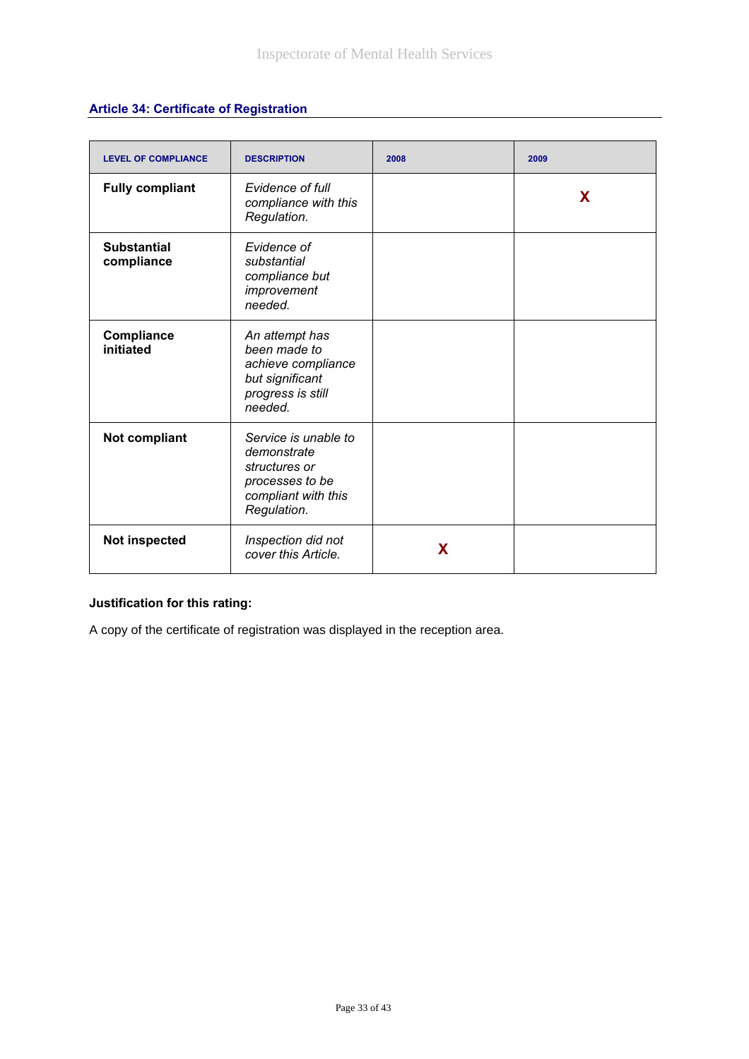### Article 34: Certificate of Registration

| LEVEL OF COMPLIANCE | DESCRIPTION | 2008 | 2009 |
|---|---|---|---|
| **Fully compliant** | *Evidence of full compliance with this Regulation.* | | X |
| **Substantial compliance** | *Evidence of substantial compliance but improvement needed.* | | |
| **Compliance initiated** | *An attempt has been made to achieve compliance but significant progress is still needed.* | | |
| **Not compliant** | *Service is unable to demonstrate structures or processes to be compliant with this Regulation.* | | |
| **Not inspected** | *Inspection did not cover this Article.* | X | |

**Justification for this rating:**

A copy of the certificate of registration was displayed in the reception area.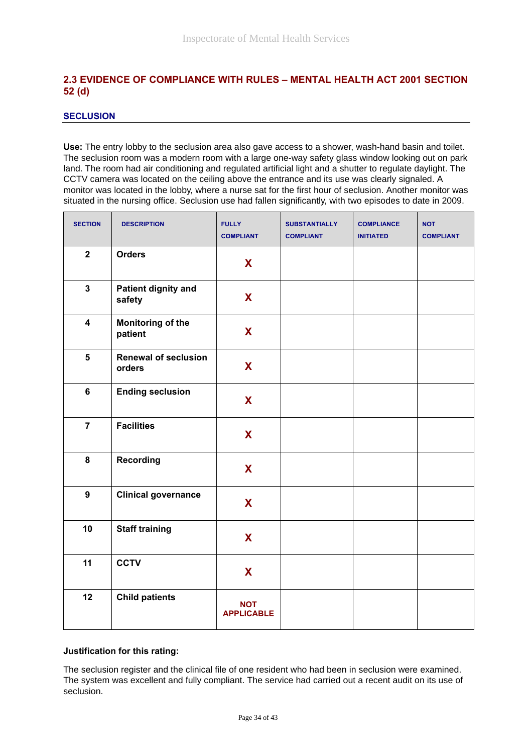## 2.3 EVIDENCE OF COMPLIANCE WITH RULES – MENTAL HEALTH ACT 2001 SECTION 52 (d)

### SECLUSION

**Use:** The entry lobby to the seclusion area also gave access to a shower, wash-hand basin and toilet. The seclusion room was a modern room with a large one-way safety glass window looking out on park land. The room had air conditioning and regulated artificial light and a shutter to regulate daylight. The CCTV camera was located on the ceiling above the entrance and its use was clearly signaled. A monitor was located in the lobby, where a nurse sat for the first hour of seclusion. Another monitor was situated in the nursing office. Seclusion use had fallen significantly, with two episodes to date in 2009.

| SECTION | DESCRIPTION | FULLY COMPLIANT | SUBSTANTIALLY COMPLIANT | COMPLIANCE INITIATED | NOT COMPLIANT |
|---|---|---|---|---|---|
| 2 | **Orders** | X | | | |
| 3 | **Patient dignity and safety** | X | | | |
| 4 | **Monitoring of the patient** | X | | | |
| 5 | **Renewal of seclusion orders** | X | | | |
| 6 | **Ending seclusion** | X | | | |
| 7 | **Facilities** | X | | | |
| 8 | **Recording** | X | | | |
| 9 | **Clinical governance** | X | | | |
| 10 | **Staff training** | X | | | |
| 11 | **CCTV** | X | | | |
| 12 | **Child patients** | NOT APPLICABLE | | | |

**Justification for this rating:**

The seclusion register and the clinical file of one resident who had been in seclusion were examined. The system was excellent and fully compliant. The service had carried out a recent audit on its use of seclusion.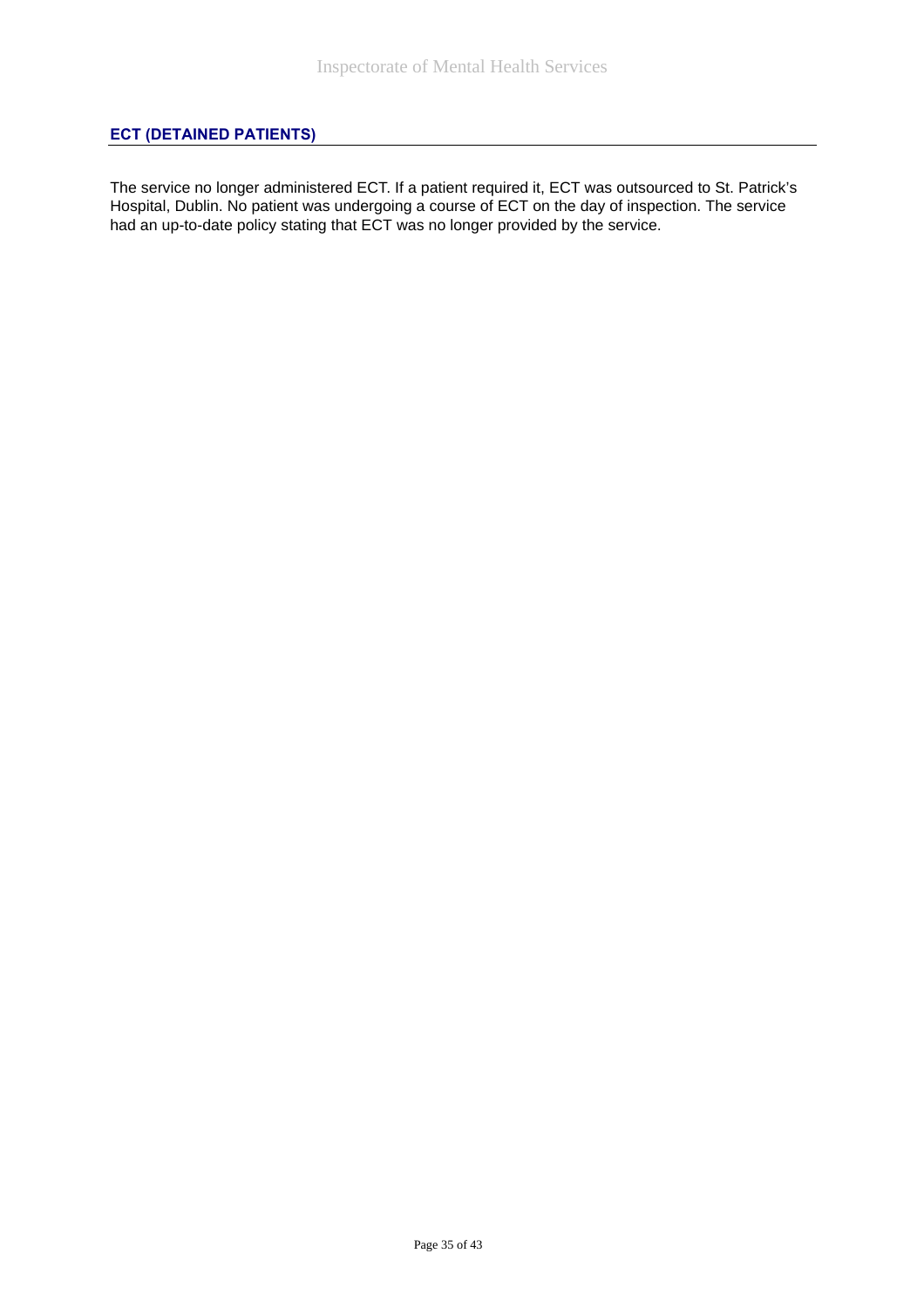## ECT (DETAINED PATIENTS)

The service no longer administered ECT. If a patient required it, ECT was outsourced to St. Patrick's Hospital, Dublin. No patient was undergoing a course of ECT on the day of inspection. The service had an up-to-date policy stating that ECT was no longer provided by the service.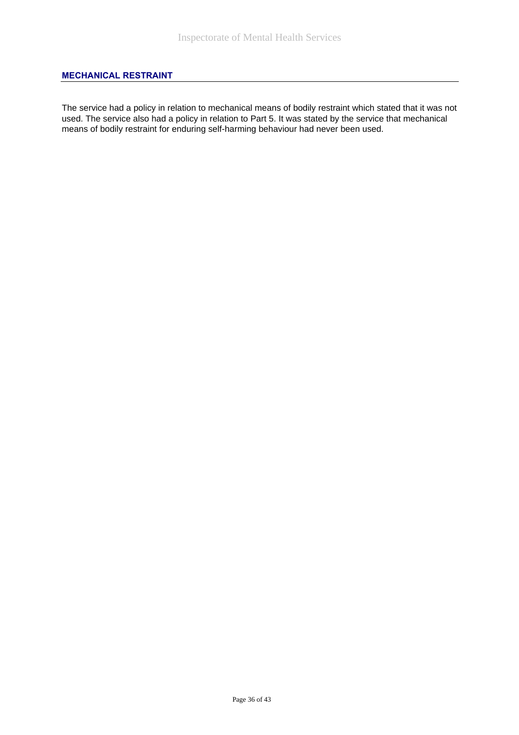## MECHANICAL RESTRAINT

The service had a policy in relation to mechanical means of bodily restraint which stated that it was not used. The service also had a policy in relation to Part 5. It was stated by the service that mechanical means of bodily restraint for enduring self-harming behaviour had never been used.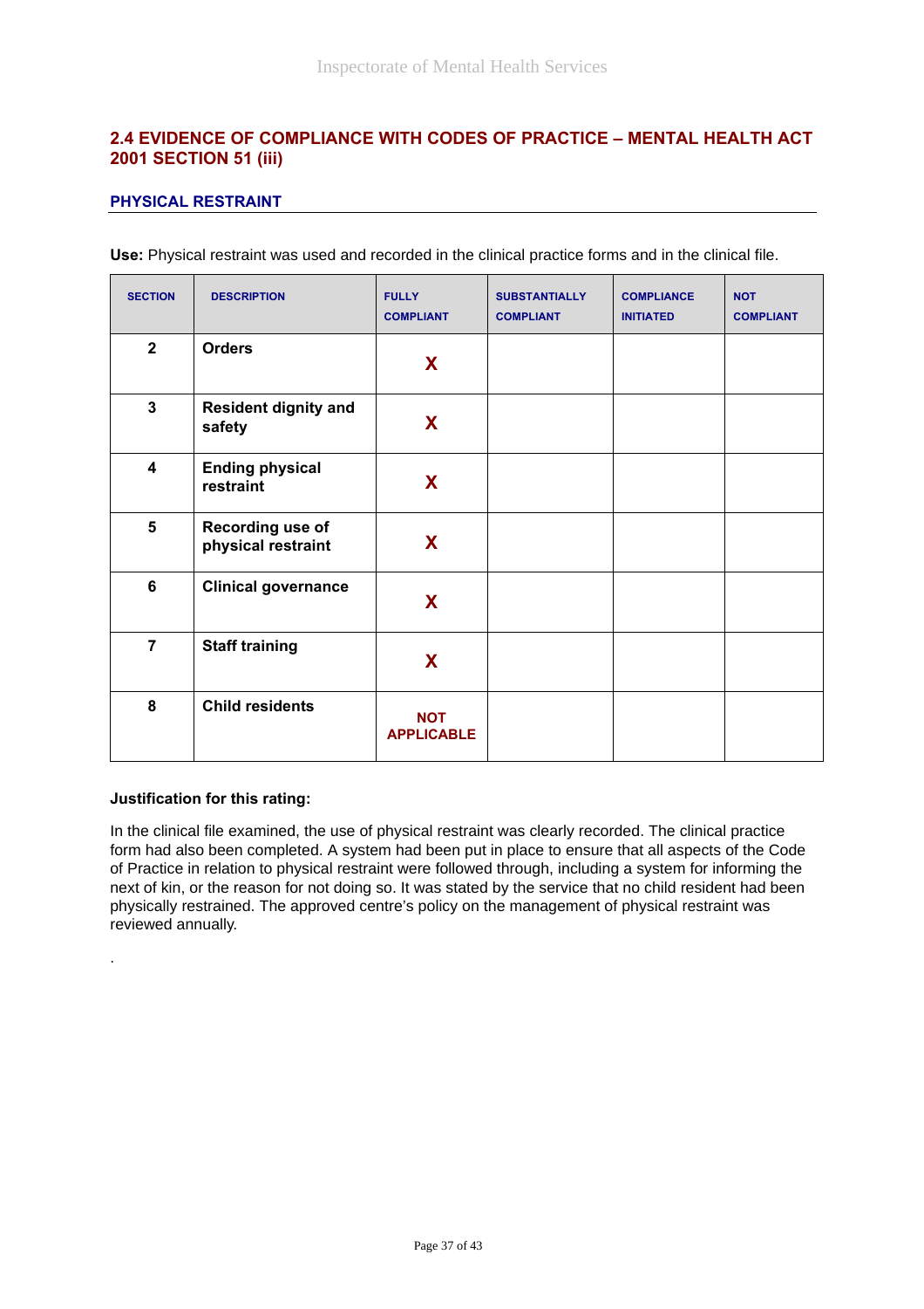## 2.4 EVIDENCE OF COMPLIANCE WITH CODES OF PRACTICE – MENTAL HEALTH ACT 2001 SECTION 51 (iii)

### PHYSICAL RESTRAINT

**Use:** Physical restraint was used and recorded in the clinical practice forms and in the clinical file.

| SECTION | DESCRIPTION | FULLY COMPLIANT | SUBSTANTIALLY COMPLIANT | COMPLIANCE INITIATED | NOT COMPLIANT |
|---|---|---|---|---|---|
| **2** | **Orders** | **X** | | | |
| **3** | **Resident dignity and safety** | **X** | | | |
| **4** | **Ending physical restraint** | **X** | | | |
| **5** | **Recording use of physical restraint** | **X** | | | |
| **6** | **Clinical governance** | **X** | | | |
| **7** | **Staff training** | **X** | | | |
| **8** | **Child residents** | **NOT APPLICABLE** | | | |

**Justification for this rating:**

In the clinical file examined, the use of physical restraint was clearly recorded. The clinical practice form had also been completed. A system had been put in place to ensure that all aspects of the Code of Practice in relation to physical restraint were followed through, including a system for informing the next of kin, or the reason for not doing so. It was stated by the service that no child resident had been physically restrained. The approved centre's policy on the management of physical restraint was reviewed annually.

.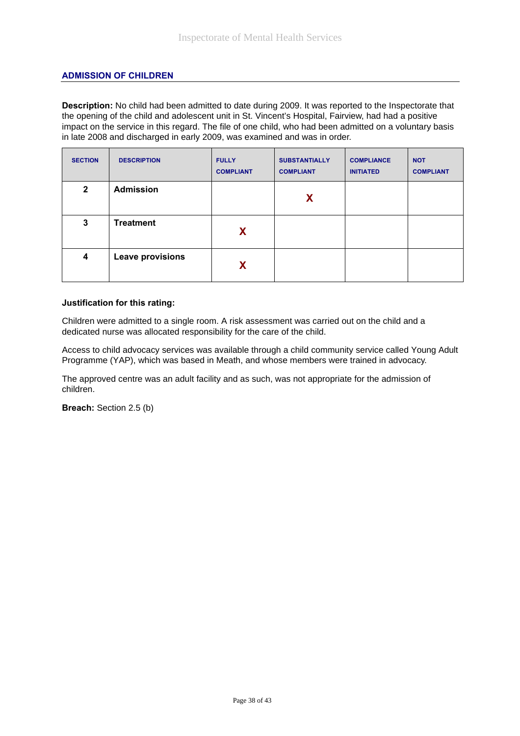## ADMISSION OF CHILDREN

**Description:** No child had been admitted to date during 2009. It was reported to the Inspectorate that the opening of the child and adolescent unit in St. Vincent's Hospital, Fairview, had had a positive impact on the service in this regard. The file of one child, who had been admitted on a voluntary basis in late 2008 and discharged in early 2009, was examined and was in order.

| SECTION | DESCRIPTION | FULLY COMPLIANT | SUBSTANTIALLY COMPLIANT | COMPLIANCE INITIATED | NOT COMPLIANT |
|---|---|---|---|---|---|
| 2 | **Admission** | | X | | |
| 3 | **Treatment** | X | | | |
| 4 | **Leave provisions** | X | | | |

**Justification for this rating:**

Children were admitted to a single room. A risk assessment was carried out on the child and a dedicated nurse was allocated responsibility for the care of the child.

Access to child advocacy services was available through a child community service called Young Adult Programme (YAP), which was based in Meath, and whose members were trained in advocacy.

The approved centre was an adult facility and as such, was not appropriate for the admission of children.

**Breach:** Section 2.5 (b)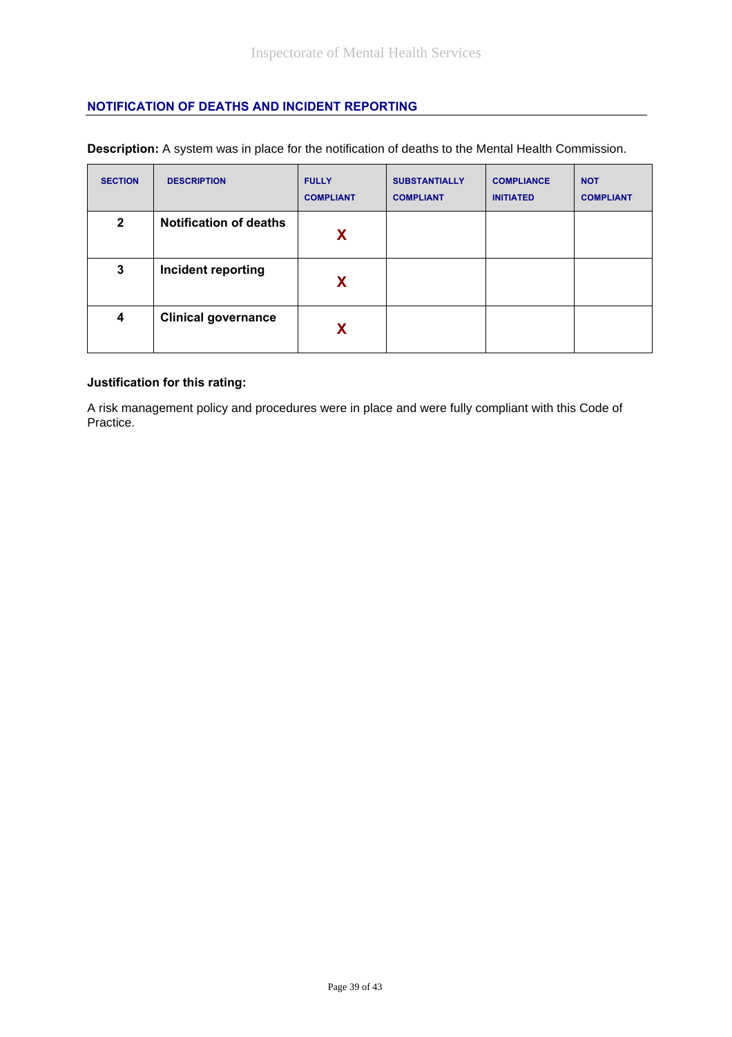## NOTIFICATION OF DEATHS AND INCIDENT REPORTING

**Description:** A system was in place for the notification of deaths to the Mental Health Commission.

| SECTION | DESCRIPTION | FULLY COMPLIANT | SUBSTANTIALLY COMPLIANT | COMPLIANCE INITIATED | NOT COMPLIANT |
|---|---|---|---|---|---|
| **2** | **Notification of deaths** | X | | | |
| **3** | **Incident reporting** | X | | | |
| **4** | **Clinical governance** | X | | | |

**Justification for this rating:**

A risk management policy and procedures were in place and were fully compliant with this Code of Practice.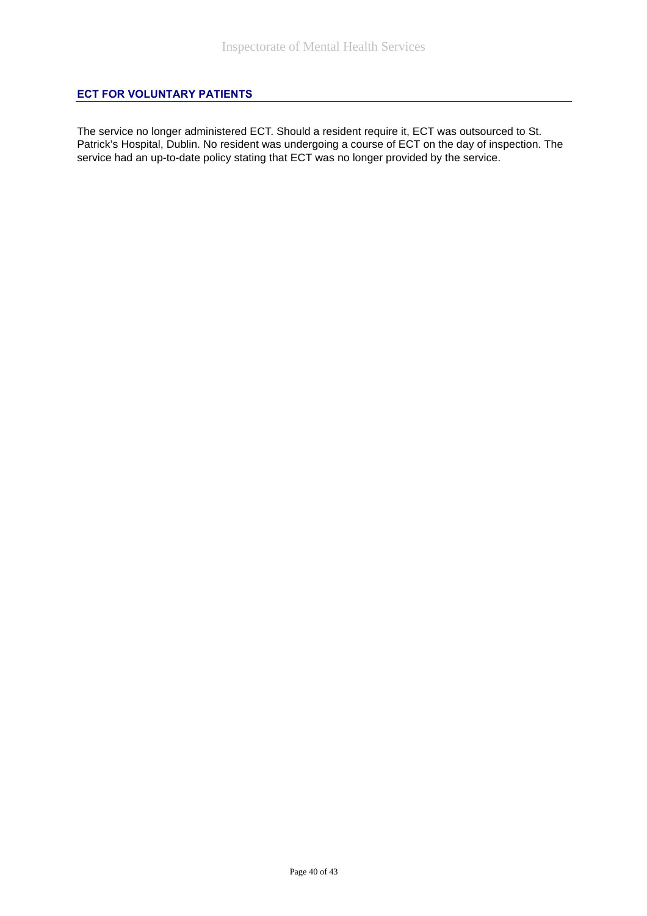## ECT FOR VOLUNTARY PATIENTS

The service no longer administered ECT. Should a resident require it, ECT was outsourced to St. Patrick's Hospital, Dublin. No resident was undergoing a course of ECT on the day of inspection. The service had an up-to-date policy stating that ECT was no longer provided by the service.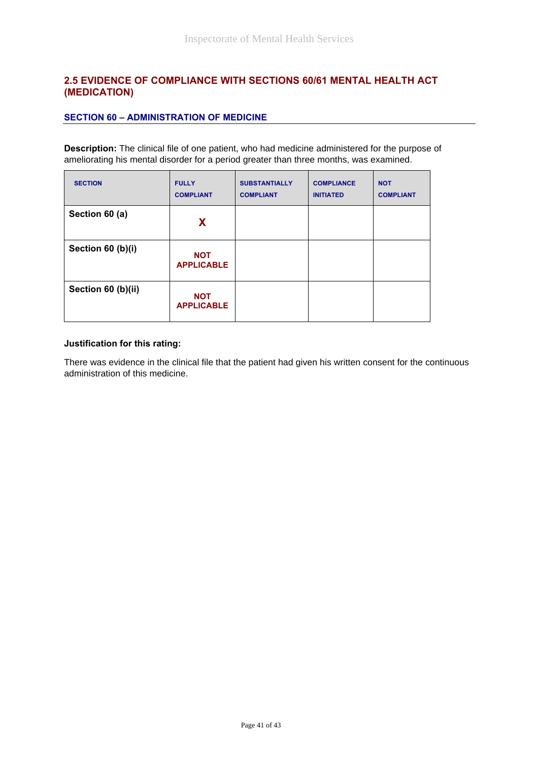## 2.5 EVIDENCE OF COMPLIANCE WITH SECTIONS 60/61 MENTAL HEALTH ACT (MEDICATION)

### SECTION 60 – ADMINISTRATION OF MEDICINE

**Description:** The clinical file of one patient, who had medicine administered for the purpose of ameliorating his mental disorder for a period greater than three months, was examined.

| SECTION | FULLY COMPLIANT | SUBSTANTIALLY COMPLIANT | COMPLIANCE INITIATED | NOT COMPLIANT |
|---|---|---|---|---|
| **Section 60 (a)** | X | | | |
| **Section 60 (b)(i)** | NOT APPLICABLE | | | |
| **Section 60 (b)(ii)** | NOT APPLICABLE | | | |

**Justification for this rating:**

There was evidence in the clinical file that the patient had given his written consent for the continuous administration of this medicine.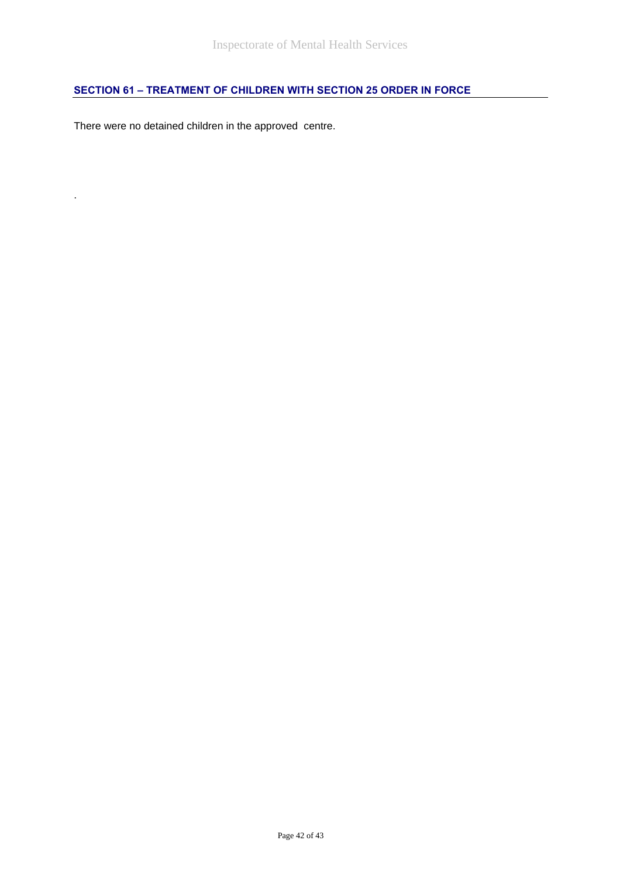## SECTION 61 – TREATMENT OF CHILDREN WITH SECTION 25 ORDER IN FORCE

There were no detained children in the approved centre.

.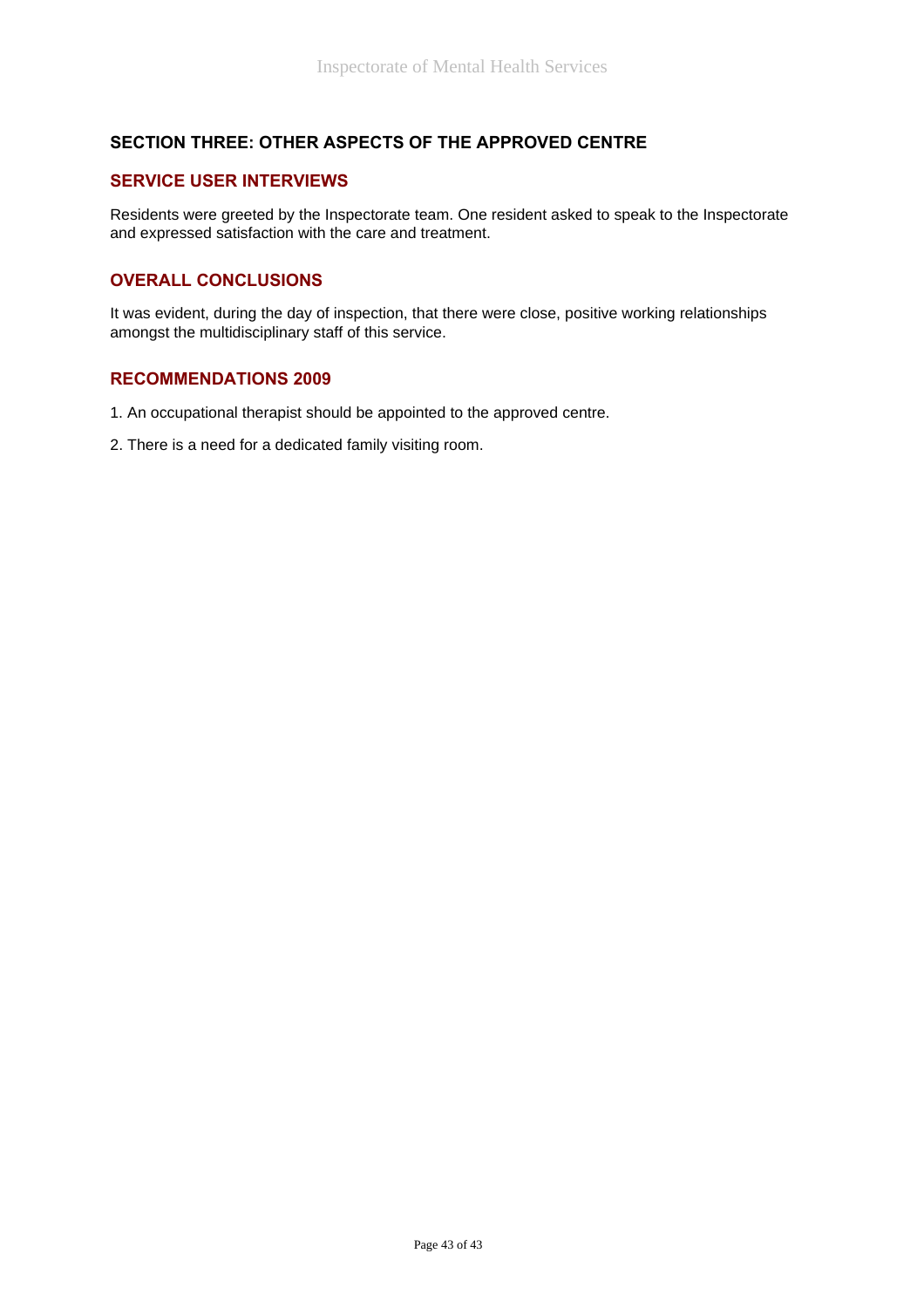## SECTION THREE: OTHER ASPECTS OF THE APPROVED CENTRE

### SERVICE USER INTERVIEWS

Residents were greeted by the Inspectorate team. One resident asked to speak to the Inspectorate and expressed satisfaction with the care and treatment.

### OVERALL CONCLUSIONS

It was evident, during the day of inspection, that there were close, positive working relationships amongst the multidisciplinary staff of this service.

### RECOMMENDATIONS 2009

1. An occupational therapist should be appointed to the approved centre.
2. There is a need for a dedicated family visiting room.